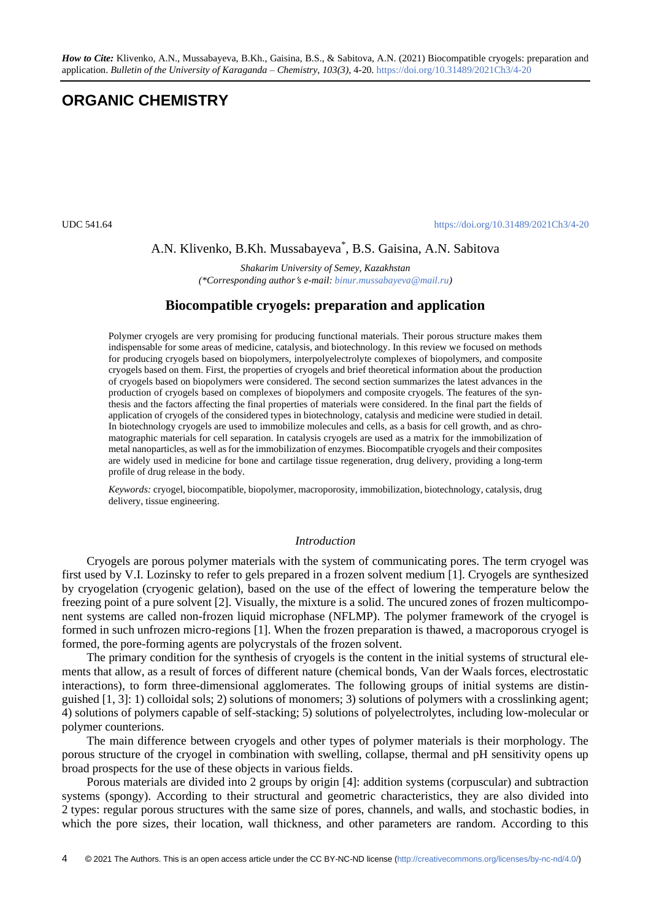*How to Cite:* Klivenko, A.N., Mussabayeva, B.Kh., Gaisina, B.S., & Sabitova, A.N. (2021) Biocompatible cryogels: preparation and application. *Bulletin of the University of Karaganda – Chemistry, 103(3),* 4-20. https://doi.org/10.31489/2021Ch3/4-20

# ORGANIC CHEMISTRY

UDC 541.64

https://doi.org/10.31489/2021Ch3/4-20

A.N. Klivenko, B.Kh. Mussabayeva[*], B.S. Gaisina, A.N. Sabitova

*Shakarim University of Semey, Kazakhstan*
*(*Corresponding author's e-mail: binur.mussabayeva@mail.ru)*

## Biocompatible cryogels: preparation and application

Polymer cryogels are very promising for producing functional materials. Their porous structure makes them indispensable for some areas of medicine, catalysis, and biotechnology. In this review we focused on methods for producing cryogels based on biopolymers, interpolyelectrolyte complexes of biopolymers, and composite cryogels based on them. First, the properties of cryogels and brief theoretical information about the production of cryogels based on biopolymers were considered. The second section summarizes the latest advances in the production of cryogels based on complexes of biopolymers and composite cryogels. The features of the synthesis and the factors affecting the final properties of materials were considered. In the final part the fields of application of cryogels of the considered types in biotechnology, catalysis and medicine were studied in detail. In biotechnology cryogels are used to immobilize molecules and cells, as a basis for cell growth, and as chromatographic materials for cell separation. In catalysis cryogels are used as a matrix for the immobilization of metal nanoparticles, as well as for the immobilization of enzymes. Biocompatible cryogels and their composites are widely used in medicine for bone and cartilage tissue regeneration, drug delivery, providing a long-term profile of drug release in the body.

*Keywords:* cryogel, biocompatible, biopolymer, macroporosity, immobilization, biotechnology, catalysis, drug delivery, tissue engineering.

### *Introduction*

Cryogels are porous polymer materials with the system of communicating pores. The term cryogel was first used by V.I. Lozinsky to refer to gels prepared in a frozen solvent medium [1]. Cryogels are synthesized by cryogelation (cryogenic gelation), based on the use of the effect of lowering the temperature below the freezing point of a pure solvent [2]. Visually, the mixture is a solid. The uncured zones of frozen multicomponent systems are called non-frozen liquid microphase (NFLMP). The polymer framework of the cryogel is formed in such unfrozen micro-regions [1]. When the frozen preparation is thawed, a macroporous cryogel is formed, the pore-forming agents are polycrystals of the frozen solvent.

The primary condition for the synthesis of cryogels is the content in the initial systems of structural elements that allow, as a result of forces of different nature (chemical bonds, Van der Waals forces, electrostatic interactions), to form three-dimensional agglomerates. The following groups of initial systems are distinguished [1, 3]: 1) colloidal sols; 2) solutions of monomers; 3) solutions of polymers with a crosslinking agent; 4) solutions of polymers capable of self-stacking; 5) solutions of polyelectrolytes, including low-molecular or polymer counterions.

The main difference between cryogels and other types of polymer materials is their morphology. The porous structure of the cryogel in combination with swelling, collapse, thermal and pH sensitivity opens up broad prospects for the use of these objects in various fields.

Porous materials are divided into 2 groups by origin [4]: addition systems (corpuscular) and subtraction systems (spongy). According to their structural and geometric characteristics, they are also divided into 2 types: regular porous structures with the same size of pores, channels, and walls, and stochastic bodies, in which the pore sizes, their location, wall thickness, and other parameters are random. According to this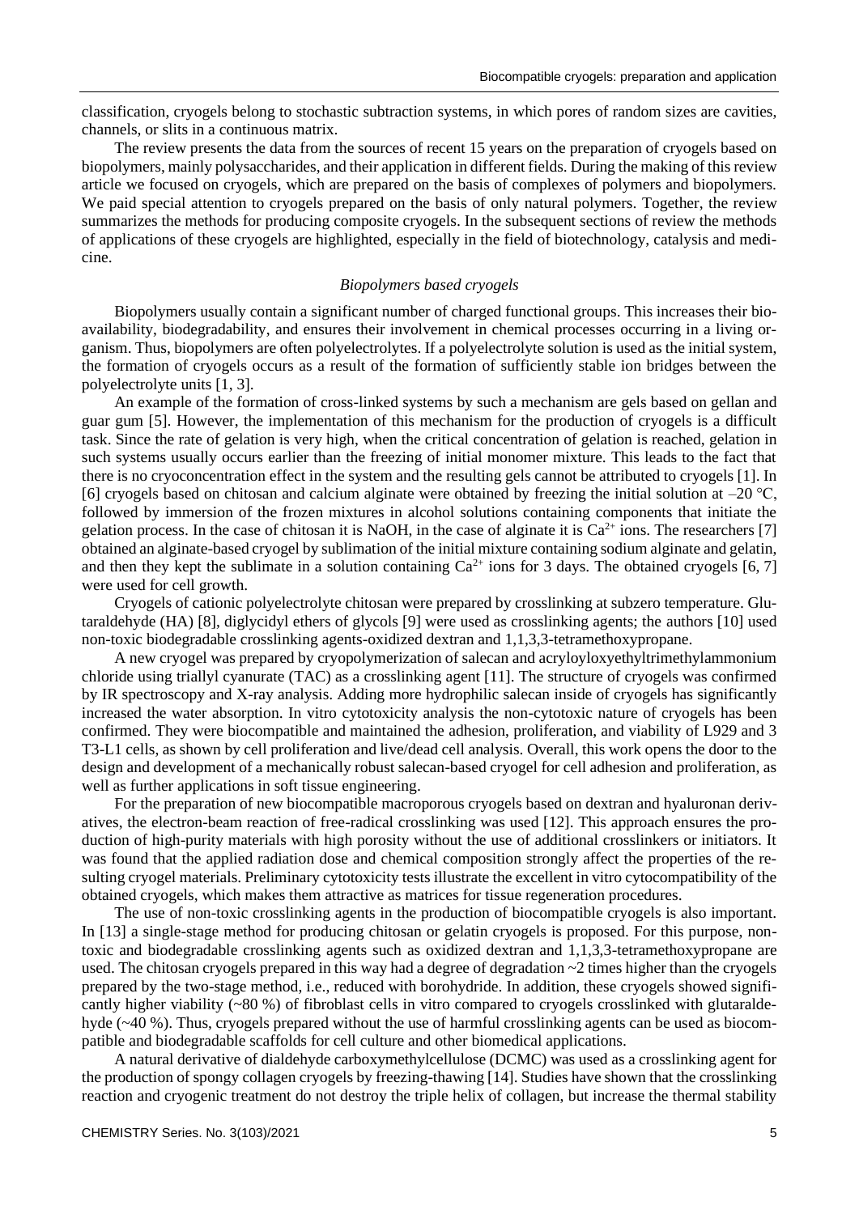classification, cryogels belong to stochastic subtraction systems, in which pores of random sizes are cavities, channels, or slits in a continuous matrix.

The review presents the data from the sources of recent 15 years on the preparation of cryogels based on biopolymers, mainly polysaccharides, and their application in different fields. During the making of this review article we focused on cryogels, which are prepared on the basis of complexes of polymers and biopolymers. We paid special attention to cryogels prepared on the basis of only natural polymers. Together, the review summarizes the methods for producing composite cryogels. In the subsequent sections of review the methods of applications of these cryogels are highlighted, especially in the field of biotechnology, catalysis and medicine.

*Biopolymers based cryogels*

Biopolymers usually contain a significant number of charged functional groups. This increases their bioavailability, biodegradability, and ensures their involvement in chemical processes occurring in a living organism. Thus, biopolymers are often polyelectrolytes. If a polyelectrolyte solution is used as the initial system, the formation of cryogels occurs as a result of the formation of sufficiently stable ion bridges between the polyelectrolyte units [1, 3].

An example of the formation of cross-linked systems by such a mechanism are gels based on gellan and guar gum [5]. However, the implementation of this mechanism for the production of cryogels is a difficult task. Since the rate of gelation is very high, when the critical concentration of gelation is reached, gelation in such systems usually occurs earlier than the freezing of initial monomer mixture. This leads to the fact that there is no cryoconcentration effect in the system and the resulting gels cannot be attributed to cryogels [1]. In [6] cryogels based on chitosan and calcium alginate were obtained by freezing the initial solution at –20 °C, followed by immersion of the frozen mixtures in alcohol solutions containing components that initiate the gelation process. In the case of chitosan it is NaOH, in the case of alginate it is $Ca^{2+}$ ions. The researchers [7] obtained an alginate-based cryogel by sublimation of the initial mixture containing sodium alginate and gelatin, and then they kept the sublimate in a solution containing $Ca^{2+}$ ions for 3 days. The obtained cryogels [6, 7] were used for cell growth.

Cryogels of cationic polyelectrolyte chitosan were prepared by crosslinking at subzero temperature. Glutaraldehyde (HA) [8], diglycidyl ethers of glycols [9] were used as crosslinking agents; the authors [10] used non-toxic biodegradable crosslinking agents-oxidized dextran and 1,1,3,3-tetramethoxypropane.

A new cryogel was prepared by cryopolymerization of salecan and acryloyloxyethyltrimethylammonium chloride using triallyl cyanurate (TAC) as a crosslinking agent [11]. The structure of cryogels was confirmed by IR spectroscopy and X-ray analysis. Adding more hydrophilic salecan inside of cryogels has significantly increased the water absorption. In vitro cytotoxicity analysis the non-cytotoxic nature of cryogels has been confirmed. They were biocompatible and maintained the adhesion, proliferation, and viability of L929 and 3 T3-L1 cells, as shown by cell proliferation and live/dead cell analysis. Overall, this work opens the door to the design and development of a mechanically robust salecan-based cryogel for cell adhesion and proliferation, as well as further applications in soft tissue engineering.

For the preparation of new biocompatible macroporous cryogels based on dextran and hyaluronan derivatives, the electron-beam reaction of free-radical crosslinking was used [12]. This approach ensures the production of high-purity materials with high porosity without the use of additional crosslinkers or initiators. It was found that the applied radiation dose and chemical composition strongly affect the properties of the resulting cryogel materials. Preliminary cytotoxicity tests illustrate the excellent in vitro cytocompatibility of the obtained cryogels, which makes them attractive as matrices for tissue regeneration procedures.

The use of non-toxic crosslinking agents in the production of biocompatible cryogels is also important. In [13] a single-stage method for producing chitosan or gelatin cryogels is proposed. For this purpose, non-toxic and biodegradable crosslinking agents such as oxidized dextran and 1,1,3,3-tetramethoxypropane are used. The chitosan cryogels prepared in this way had a degree of degradation ~2 times higher than the cryogels prepared by the two-stage method, i.e., reduced with borohydride. In addition, these cryogels showed significantly higher viability (~80 %) of fibroblast cells in vitro compared to cryogels crosslinked with glutaraldehyde (~40 %). Thus, cryogels prepared without the use of harmful crosslinking agents can be used as biocompatible and biodegradable scaffolds for cell culture and other biomedical applications.

A natural derivative of dialdehyde carboxymethylcellulose (DCMC) was used as a crosslinking agent for the production of spongy collagen cryogels by freezing-thawing [14]. Studies have shown that the crosslinking reaction and cryogenic treatment do not destroy the triple helix of collagen, but increase the thermal stability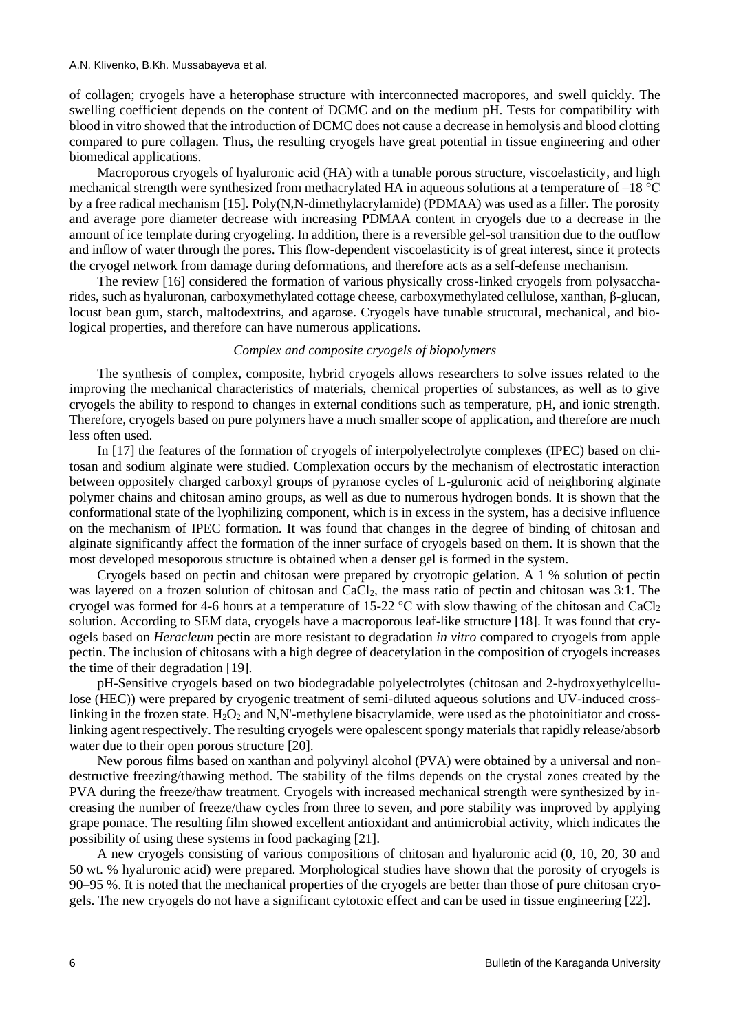of collagen; cryogels have a heterophase structure with interconnected macropores, and swell quickly. The swelling coefficient depends on the content of DCMC and on the medium pH. Tests for compatibility with blood in vitro showed that the introduction of DCMC does not cause a decrease in hemolysis and blood clotting compared to pure collagen. Thus, the resulting cryogels have great potential in tissue engineering and other biomedical applications.

Macroporous cryogels of hyaluronic acid (HA) with a tunable porous structure, viscoelasticity, and high mechanical strength were synthesized from methacrylated HA in aqueous solutions at a temperature of –18 °C by a free radical mechanism [15]. Poly(N,N-dimethylacrylamide) (PDMAA) was used as a filler. The porosity and average pore diameter decrease with increasing PDMAA content in cryogels due to a decrease in the amount of ice template during cryogeling. In addition, there is a reversible gel-sol transition due to the outflow and inflow of water through the pores. This flow-dependent viscoelasticity is of great interest, since it protects the cryogel network from damage during deformations, and therefore acts as a self-defense mechanism.

The review [16] considered the formation of various physically cross-linked cryogels from polysaccharides, such as hyaluronan, carboxymethylated cottage cheese, carboxymethylated cellulose, xanthan, β-glucan, locust bean gum, starch, maltodextrins, and agarose. Cryogels have tunable structural, mechanical, and biological properties, and therefore can have numerous applications.

*Complex and composite cryogels of biopolymers*

The synthesis of complex, composite, hybrid cryogels allows researchers to solve issues related to the improving the mechanical characteristics of materials, chemical properties of substances, as well as to give cryogels the ability to respond to changes in external conditions such as temperature, pH, and ionic strength. Therefore, cryogels based on pure polymers have a much smaller scope of application, and therefore are much less often used.

In [17] the features of the formation of cryogels of interpolyelectrolyte complexes (IPEC) based on chitosan and sodium alginate were studied. Complexation occurs by the mechanism of electrostatic interaction between oppositely charged carboxyl groups of pyranose cycles of L-guluronic acid of neighboring alginate polymer chains and chitosan amino groups, as well as due to numerous hydrogen bonds. It is shown that the conformational state of the lyophilizing component, which is in excess in the system, has a decisive influence on the mechanism of IPEC formation. It was found that changes in the degree of binding of chitosan and alginate significantly affect the formation of the inner surface of cryogels based on them. It is shown that the most developed mesoporous structure is obtained when a denser gel is formed in the system.

Cryogels based on pectin and chitosan were prepared by cryotropic gelation. A 1 % solution of pectin was layered on a frozen solution of chitosan and $CaCl_2$, the mass ratio of pectin and chitosan was 3:1. The cryogel was formed for 4-6 hours at a temperature of 15-22 °C with slow thawing of the chitosan and $CaCl_2$ solution. According to SEM data, cryogels have a macroporous leaf-like structure [18]. It was found that cryogels based on *Heracleum* pectin are more resistant to degradation *in vitro* compared to cryogels from apple pectin. The inclusion of chitosans with a high degree of deacetylation in the composition of cryogels increases the time of their degradation [19].

pH-Sensitive cryogels based on two biodegradable polyelectrolytes (chitosan and 2-hydroxyethylcellulose (HEC)) were prepared by cryogenic treatment of semi-diluted aqueous solutions and UV-induced crosslinking in the frozen state. $H_2O_2$ and N,N'-methylene bisacrylamide, were used as the photoinitiator and crosslinking agent respectively. The resulting cryogels were opalescent spongy materials that rapidly release/absorb water due to their open porous structure [20].

New porous films based on xanthan and polyvinyl alcohol (PVA) were obtained by a universal and non-destructive freezing/thawing method. The stability of the films depends on the crystal zones created by the PVA during the freeze/thaw treatment. Cryogels with increased mechanical strength were synthesized by increasing the number of freeze/thaw cycles from three to seven, and pore stability was improved by applying grape pomace. The resulting film showed excellent antioxidant and antimicrobial activity, which indicates the possibility of using these systems in food packaging [21].

A new cryogels consisting of various compositions of chitosan and hyaluronic acid (0, 10, 20, 30 and 50 wt. % hyaluronic acid) were prepared. Morphological studies have shown that the porosity of cryogels is 90–95 %. It is noted that the mechanical properties of the cryogels are better than those of pure chitosan cryogels. The new cryogels do not have a significant cytotoxic effect and can be used in tissue engineering [22].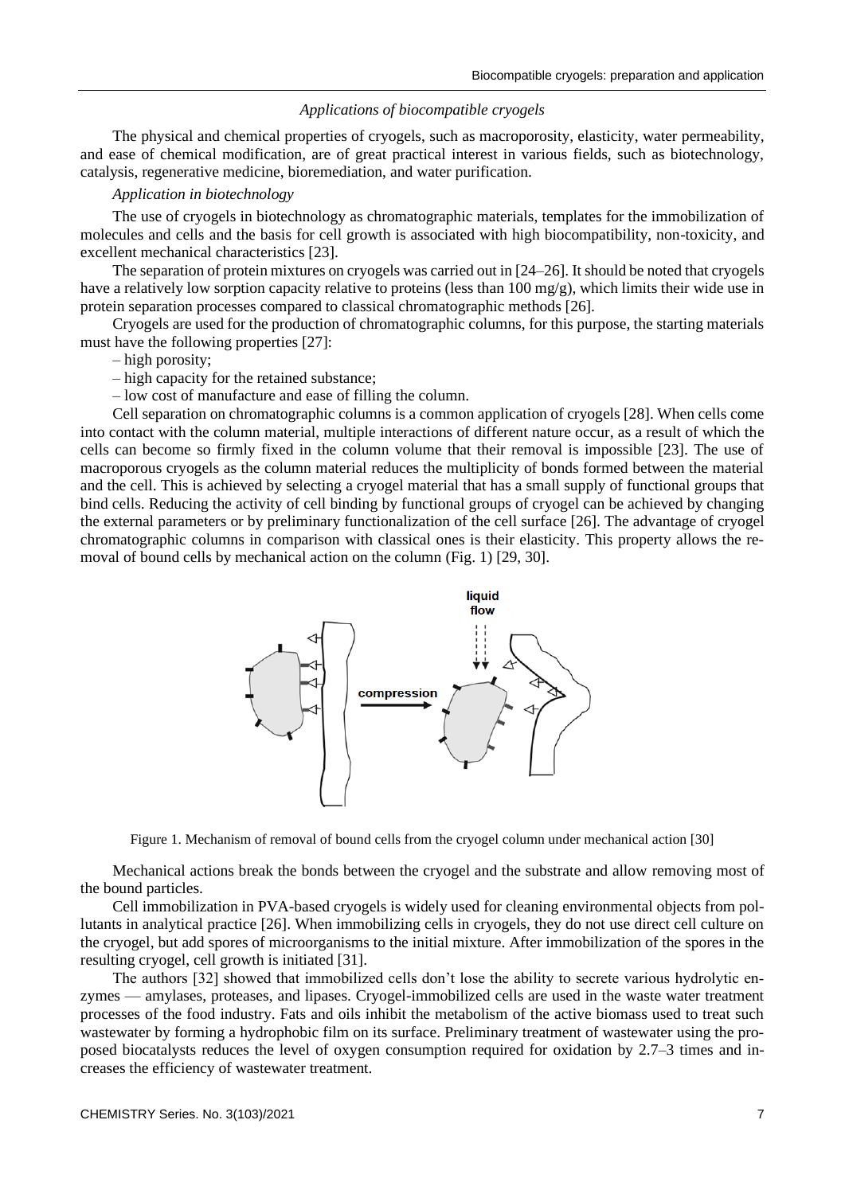### *Applications of biocompatible cryogels*

The physical and chemical properties of cryogels, such as macroporosity, elasticity, water permeability, and ease of chemical modification, are of great practical interest in various fields, such as biotechnology, catalysis, regenerative medicine, bioremediation, and water purification.

*Application in biotechnology*

The use of cryogels in biotechnology as chromatographic materials, templates for the immobilization of molecules and cells and the basis for cell growth is associated with high biocompatibility, non-toxicity, and excellent mechanical characteristics [23].

The separation of protein mixtures on cryogels was carried out in [24–26]. It should be noted that cryogels have a relatively low sorption capacity relative to proteins (less than 100 mg/g), which limits their wide use in protein separation processes compared to classical chromatographic methods [26].

Cryogels are used for the production of chromatographic columns, for this purpose, the starting materials must have the following properties [27]:

– high porosity;

– high capacity for the retained substance;

– low cost of manufacture and ease of filling the column.

Cell separation on chromatographic columns is a common application of cryogels [28]. When cells come into contact with the column material, multiple interactions of different nature occur, as a result of which the cells can become so firmly fixed in the column volume that their removal is impossible [23]. The use of macroporous cryogels as the column material reduces the multiplicity of bonds formed between the material and the cell. This is achieved by selecting a cryogel material that has a small supply of functional groups that bind cells. Reducing the activity of cell binding by functional groups of cryogel can be achieved by changing the external parameters or by preliminary functionalization of the cell surface [26]. The advantage of cryogel chromatographic columns in comparison with classical ones is their elasticity. This property allows the removal of bound cells by mechanical action on the column (Fig. 1) [29, 30].

Figure 1. Mechanism of removal of bound cells from the cryogel column under mechanical action [30]

Mechanical actions break the bonds between the cryogel and the substrate and allow removing most of the bound particles.

Cell immobilization in PVA-based cryogels is widely used for cleaning environmental objects from pollutants in analytical practice [26]. When immobilizing cells in cryogels, they do not use direct cell culture on the cryogel, but add spores of microorganisms to the initial mixture. After immobilization of the spores in the resulting cryogel, cell growth is initiated [31].

The authors [32] showed that immobilized cells don't lose the ability to secrete various hydrolytic enzymes — amylases, proteases, and lipases. Cryogel-immobilized cells are used in the waste water treatment processes of the food industry. Fats and oils inhibit the metabolism of the active biomass used to treat such wastewater by forming a hydrophobic film on its surface. Preliminary treatment of wastewater using the proposed biocatalysts reduces the level of oxygen consumption required for oxidation by 2.7–3 times and increases the efficiency of wastewater treatment.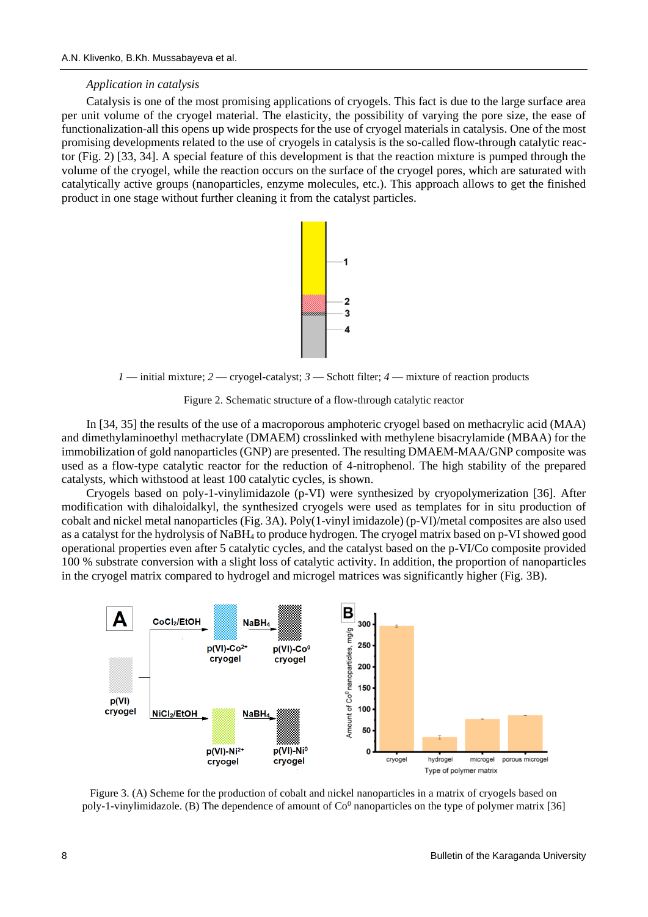*Application in catalysis*

Catalysis is one of the most promising applications of cryogels. This fact is due to the large surface area per unit volume of the cryogel material. The elasticity, the possibility of varying the pore size, the ease of functionalization-all this opens up wide prospects for the use of cryogel materials in catalysis. One of the most promising developments related to the use of cryogels in catalysis is the so-called flow-through catalytic reactor (Fig. 2) [33, 34]. A special feature of this development is that the reaction mixture is pumped through the volume of the cryogel, while the reaction occurs on the surface of the cryogel pores, which are saturated with catalytically active groups (nanoparticles, enzyme molecules, etc.). This approach allows to get the finished product in one stage without further cleaning it from the catalyst particles.

*1* — initial mixture; *2* — cryogel-catalyst; *3* — Schott filter; *4* — mixture of reaction products

Figure 2. Schematic structure of a flow-through catalytic reactor

In [34, 35] the results of the use of a macroporous amphoteric cryogel based on methacrylic acid (MAA) and dimethylaminoethyl methacrylate (DMAEM) crosslinked with methylene bisacrylamide (MBAA) for the immobilization of gold nanoparticles (GNP) are presented. The resulting DMAEM-MAA/GNP composite was used as a flow-type catalytic reactor for the reduction of 4-nitrophenol. The high stability of the prepared catalysts, which withstood at least 100 catalytic cycles, is shown.

Cryogels based on poly-1-vinylimidazole (p-VI) were synthesized by cryopolymerization [36]. After modification with dihaloidalkyl, the synthesized cryogels were used as templates for in situ production of cobalt and nickel metal nanoparticles (Fig. 3A). Poly(1-vinyl imidazole) (p-VI)/metal composites are also used as a catalyst for the hydrolysis of $NaBH_4$ to produce hydrogen. The cryogel matrix based on p-VI showed good operational properties even after 5 catalytic cycles, and the catalyst based on the p-VI/Co composite provided 100 % substrate conversion with a slight loss of catalytic activity. In addition, the proportion of nanoparticles in the cryogel matrix compared to hydrogel and microgel matrices was significantly higher (Fig. 3B).

Figure 3. (A) Scheme for the production of cobalt and nickel nanoparticles in a matrix of cryogels based on poly-1-vinylimidazole. (B) The dependence of amount of $Co^0$ nanoparticles on the type of polymer matrix [36]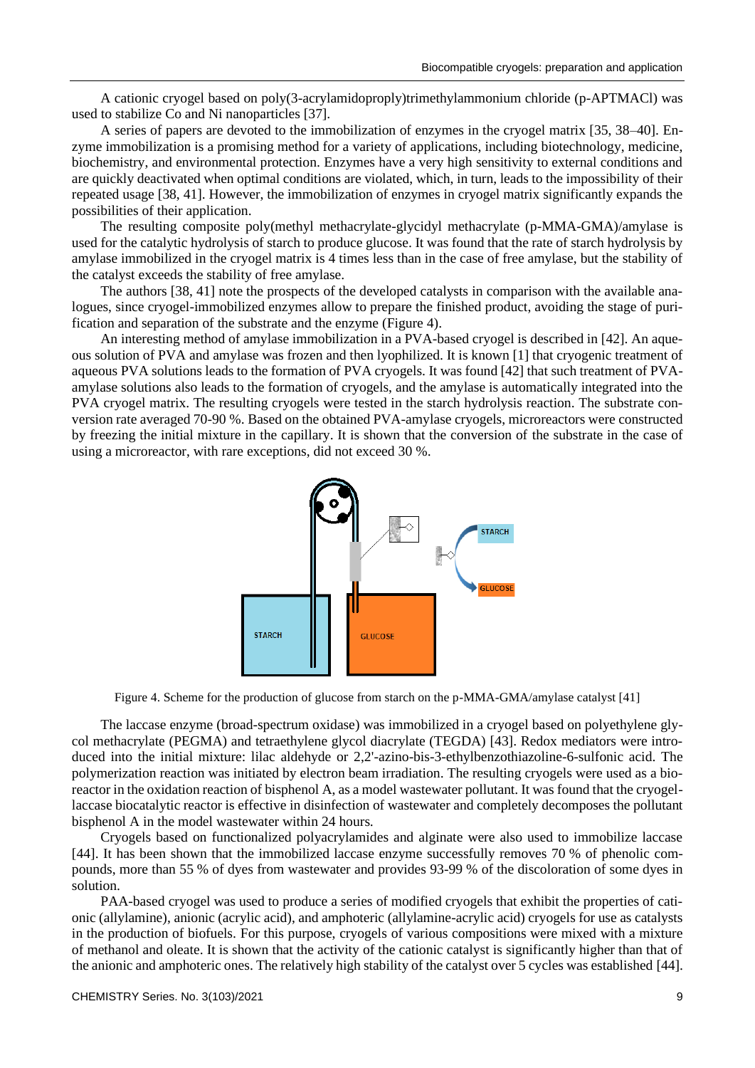A cationic cryogel based on poly(3-acrylamidoproply)trimethylammonium chloride (p-APTMACl) was used to stabilize Co and Ni nanoparticles [37].

A series of papers are devoted to the immobilization of enzymes in the cryogel matrix [35, 38–40]. Enzyme immobilization is a promising method for a variety of applications, including biotechnology, medicine, biochemistry, and environmental protection. Enzymes have a very high sensitivity to external conditions and are quickly deactivated when optimal conditions are violated, which, in turn, leads to the impossibility of their repeated usage [38, 41]. However, the immobilization of enzymes in cryogel matrix significantly expands the possibilities of their application.

The resulting composite poly(methyl methacrylate-glycidyl methacrylate (p-MMA-GMA)/amylase is used for the catalytic hydrolysis of starch to produce glucose. It was found that the rate of starch hydrolysis by amylase immobilized in the cryogel matrix is 4 times less than in the case of free amylase, but the stability of the catalyst exceeds the stability of free amylase.

The authors [38, 41] note the prospects of the developed catalysts in comparison with the available analogues, since cryogel-immobilized enzymes allow to prepare the finished product, avoiding the stage of purification and separation of the substrate and the enzyme (Figure 4).

An interesting method of amylase immobilization in a PVA-based cryogel is described in [42]. An aqueous solution of PVA and amylase was frozen and then lyophilized. It is known [1] that cryogenic treatment of aqueous PVA solutions leads to the formation of PVA cryogels. It was found [42] that such treatment of PVA-amylase solutions also leads to the formation of cryogels, and the amylase is automatically integrated into the PVA cryogel matrix. The resulting cryogels were tested in the starch hydrolysis reaction. The substrate conversion rate averaged 70-90 %. Based on the obtained PVA-amylase cryogels, microreactors were constructed by freezing the initial mixture in the capillary. It is shown that the conversion of the substrate in the case of using a microreactor, with rare exceptions, did not exceed 30 %.

Figure 4. Scheme for the production of glucose from starch on the p-MMA-GMA/amylase catalyst [41]

The laccase enzyme (broad-spectrum oxidase) was immobilized in a cryogel based on polyethylene glycol methacrylate (PEGMA) and tetraethylene glycol diacrylate (TEGDA) [43]. Redox mediators were introduced into the initial mixture: lilac aldehyde or 2,2'-azino-bis-3-ethylbenzothiazoline-6-sulfonic acid. The polymerization reaction was initiated by electron beam irradiation. The resulting cryogels were used as a bioreactor in the oxidation reaction of bisphenol A, as a model wastewater pollutant. It was found that the cryogel-laccase biocatalytic reactor is effective in disinfection of wastewater and completely decomposes the pollutant bisphenol A in the model wastewater within 24 hours.

Cryogels based on functionalized polyacrylamides and alginate were also used to immobilize laccase [44]. It has been shown that the immobilized laccase enzyme successfully removes 70 % of phenolic compounds, more than 55 % of dyes from wastewater and provides 93-99 % of the discoloration of some dyes in solution.

PAA-based cryogel was used to produce a series of modified cryogels that exhibit the properties of cationic (allylamine), anionic (acrylic acid), and amphoteric (allylamine-acrylic acid) cryogels for use as catalysts in the production of biofuels. For this purpose, cryogels of various compositions were mixed with a mixture of methanol and oleate. It is shown that the activity of the cationic catalyst is significantly higher than that of the anionic and amphoteric ones. The relatively high stability of the catalyst over 5 cycles was established [44].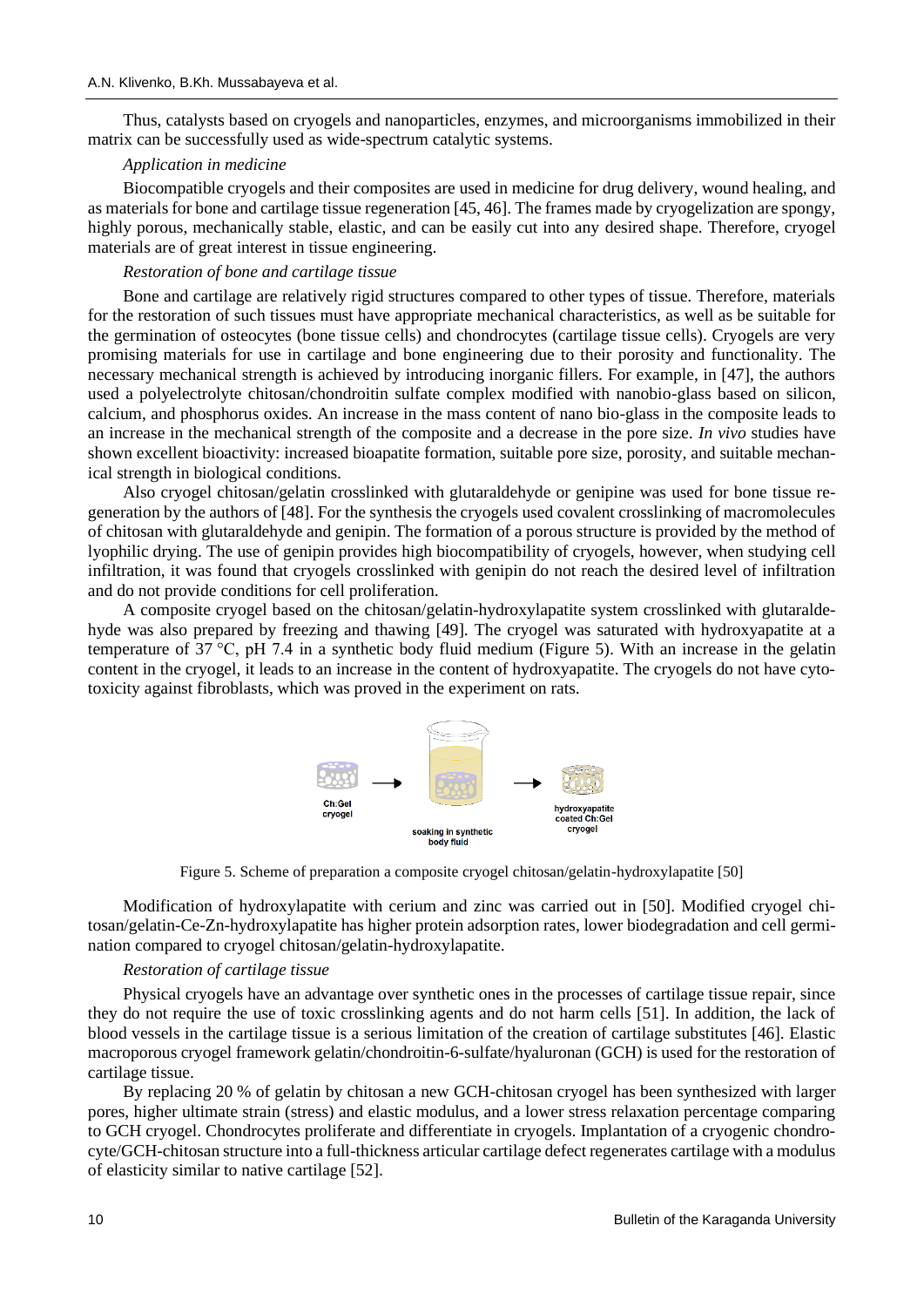Thus, catalysts based on cryogels and nanoparticles, enzymes, and microorganisms immobilized in their matrix can be successfully used as wide-spectrum catalytic systems.

*Application in medicine*

Biocompatible cryogels and their composites are used in medicine for drug delivery, wound healing, and as materials for bone and cartilage tissue regeneration [45, 46]. The frames made by cryogelization are spongy, highly porous, mechanically stable, elastic, and can be easily cut into any desired shape. Therefore, cryogel materials are of great interest in tissue engineering.

*Restoration of bone and cartilage tissue*

Bone and cartilage are relatively rigid structures compared to other types of tissue. Therefore, materials for the restoration of such tissues must have appropriate mechanical characteristics, as well as be suitable for the germination of osteocytes (bone tissue cells) and chondrocytes (cartilage tissue cells). Cryogels are very promising materials for use in cartilage and bone engineering due to their porosity and functionality. The necessary mechanical strength is achieved by introducing inorganic fillers. For example, in [47], the authors used a polyelectrolyte chitosan/chondroitin sulfate complex modified with nanobio-glass based on silicon, calcium, and phosphorus oxides. An increase in the mass content of nano bio-glass in the composite leads to an increase in the mechanical strength of the composite and a decrease in the pore size. *In vivo* studies have shown excellent bioactivity: increased bioapatite formation, suitable pore size, porosity, and suitable mechanical strength in biological conditions.

Also cryogel chitosan/gelatin crosslinked with glutaraldehyde or genipine was used for bone tissue regeneration by the authors of [48]. For the synthesis the cryogels used covalent crosslinking of macromolecules of chitosan with glutaraldehyde and genipin. The formation of a porous structure is provided by the method of lyophilic drying. The use of genipin provides high biocompatibility of cryogels, however, when studying cell infiltration, it was found that cryogels crosslinked with genipin do not reach the desired level of infiltration and do not provide conditions for cell proliferation.

A composite cryogel based on the chitosan/gelatin-hydroxylapatite system crosslinked with glutaraldehyde was also prepared by freezing and thawing [49]. The cryogel was saturated with hydroxyapatite at a temperature of 37 °C, pH 7.4 in a synthetic body fluid medium (Figure 5). With an increase in the gelatin content in the cryogel, it leads to an increase in the content of hydroxyapatite. The cryogels do not have cytotoxicity against fibroblasts, which was proved in the experiment on rats.

Figure 5. Scheme of preparation a composite cryogel chitosan/gelatin-hydroxylapatite [50]

Modification of hydroxylapatite with cerium and zinc was carried out in [50]. Modified cryogel chitosan/gelatin-Ce-Zn-hydroxylapatite has higher protein adsorption rates, lower biodegradation and cell germination compared to cryogel chitosan/gelatin-hydroxylapatite.

*Restoration of cartilage tissue*

Physical cryogels have an advantage over synthetic ones in the processes of cartilage tissue repair, since they do not require the use of toxic crosslinking agents and do not harm cells [51]. In addition, the lack of blood vessels in the cartilage tissue is a serious limitation of the creation of cartilage substitutes [46]. Elastic macroporous cryogel framework gelatin/chondroitin-6-sulfate/hyaluronan (GCH) is used for the restoration of cartilage tissue.

By replacing 20 % of gelatin by chitosan a new GCH-chitosan cryogel has been synthesized with larger pores, higher ultimate strain (stress) and elastic modulus, and a lower stress relaxation percentage comparing to GCH cryogel. Chondrocytes proliferate and differentiate in cryogels. Implantation of a cryogenic chondrocyte/GCH-chitosan structure into a full-thickness articular cartilage defect regenerates cartilage with a modulus of elasticity similar to native cartilage [52].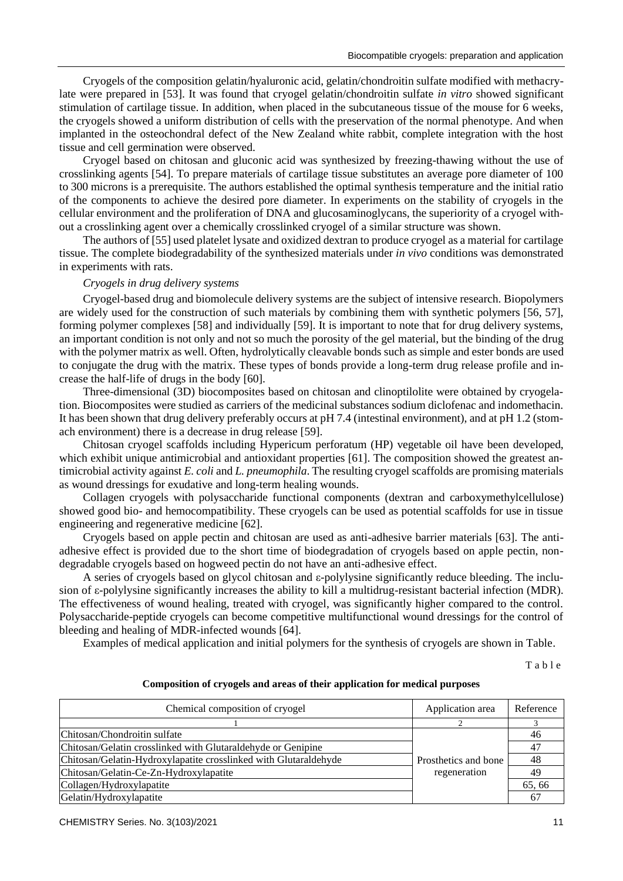Cryogels of the composition gelatin/hyaluronic acid, gelatin/chondroitin sulfate modified with methacrylate were prepared in [53]. It was found that cryogel gelatin/chondroitin sulfate *in vitro* showed significant stimulation of cartilage tissue. In addition, when placed in the subcutaneous tissue of the mouse for 6 weeks, the cryogels showed a uniform distribution of cells with the preservation of the normal phenotype. And when implanted in the osteochondral defect of the New Zealand white rabbit, complete integration with the host tissue and cell germination were observed.

Cryogel based on chitosan and gluconic acid was synthesized by freezing-thawing without the use of crosslinking agents [54]. To prepare materials of cartilage tissue substitutes an average pore diameter of 100 to 300 microns is a prerequisite. The authors established the optimal synthesis temperature and the initial ratio of the components to achieve the desired pore diameter. In experiments on the stability of cryogels in the cellular environment and the proliferation of DNA and glucosaminoglycans, the superiority of a cryogel without a crosslinking agent over a chemically crosslinked cryogel of a similar structure was shown.

The authors of [55] used platelet lysate and oxidized dextran to produce cryogel as a material for cartilage tissue. The complete biodegradability of the synthesized materials under *in vivo* conditions was demonstrated in experiments with rats.

*Cryogels in drug delivery systems*

Cryogel-based drug and biomolecule delivery systems are the subject of intensive research. Biopolymers are widely used for the construction of such materials by combining them with synthetic polymers [56, 57], forming polymer complexes [58] and individually [59]. It is important to note that for drug delivery systems, an important condition is not only and not so much the porosity of the gel material, but the binding of the drug with the polymer matrix as well. Often, hydrolytically cleavable bonds such as simple and ester bonds are used to conjugate the drug with the matrix. These types of bonds provide a long-term drug release profile and increase the half-life of drugs in the body [60].

Three-dimensional (3D) biocomposites based on chitosan and clinoptilolite were obtained by cryogelation. Biocomposites were studied as carriers of the medicinal substances sodium diclofenac and indomethacin. It has been shown that drug delivery preferably occurs at pH 7.4 (intestinal environment), and at pH 1.2 (stomach environment) there is a decrease in drug release [59].

Chitosan cryogel scaffolds including Hypericum perforatum (HP) vegetable oil have been developed, which exhibit unique antimicrobial and antioxidant properties [61]. The composition showed the greatest antimicrobial activity against *E. coli* and *L. pneumophila*. The resulting cryogel scaffolds are promising materials as wound dressings for exudative and long-term healing wounds.

Collagen cryogels with polysaccharide functional components (dextran and carboxymethylcellulose) showed good bio- and hemocompatibility. These cryogels can be used as potential scaffolds for use in tissue engineering and regenerative medicine [62].

Cryogels based on apple pectin and chitosan are used as anti-adhesive barrier materials [63]. The anti-adhesive effect is provided due to the short time of biodegradation of cryogels based on apple pectin, non-degradable cryogels based on hogweed pectin do not have an anti-adhesive effect.

A series of cryogels based on glycol chitosan and ε-polylysine significantly reduce bleeding. The inclusion of ε-polylysine significantly increases the ability to kill a multidrug-resistant bacterial infection (MDR). The effectiveness of wound healing, treated with cryogel, was significantly higher compared to the control. Polysaccharide-peptide cryogels can become competitive multifunctional wound dressings for the control of bleeding and healing of MDR-infected wounds [64].

Examples of medical application and initial polymers for the synthesis of cryogels are shown in Table.

Table

**Composition of cryogels and areas of their application for medical purposes**

| Chemical composition of cryogel | Application area | Reference |
|---|---|---|
| 1 | 2 | 3 |
| Chitosan/Chondroitin sulfate | Prosthetics and bone regeneration | 46 |
| Chitosan/Gelatin crosslinked with Glutaraldehyde or Genipine | | 47 |
| Chitosan/Gelatin-Hydroxylapatite crosslinked with Glutaraldehyde | | 48 |
| Chitosan/Gelatin-Ce-Zn-Hydroxylapatite | | 49 |
| Collagen/Hydroxylapatite | | 65, 66 |
| Gelatin/Hydroxylapatite | | 67 |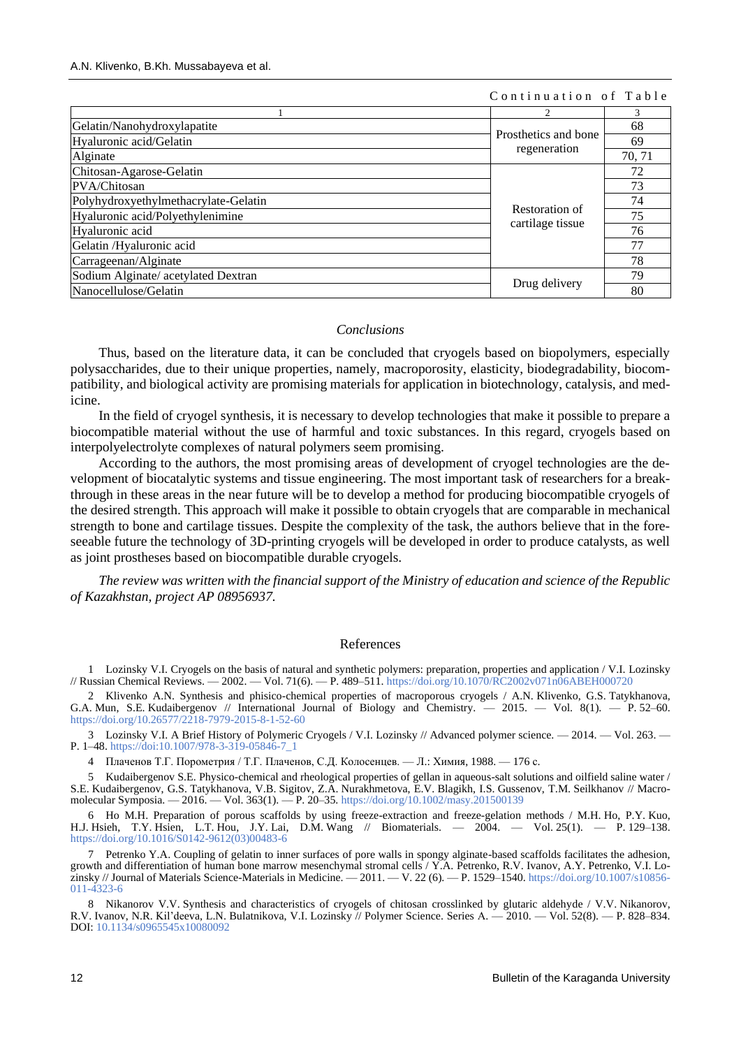*Continuation of Table*

| 1 | 2 | 3 |
|---|---|---|
| Gelatin/Nanohydroxylapatite | Prosthetics and bone regeneration | 68 |
| Hyaluronic acid/Gelatin | | 69 |
| Alginate | | 70, 71 |
| Chitosan-Agarose-Gelatin | Restoration of cartilage tissue | 72 |
| PVA/Chitosan | | 73 |
| Polyhydroxyethylmethacrylate-Gelatin | | 74 |
| Hyaluronic acid/Polyethylenimine | | 75 |
| Hyaluronic acid | | 76 |
| Gelatin /Hyaluronic acid | | 77 |
| Carrageenan/Alginate | | 78 |
| Sodium Alginate/ acetylated Dextran | Drug delivery | 79 |
| Nanocellulose/Gelatin | | 80 |

### *Conclusions*

Thus, based on the literature data, it can be concluded that cryogels based on biopolymers, especially polysaccharides, due to their unique properties, namely, macroporosity, elasticity, biodegradability, biocompatibility, and biological activity are promising materials for application in biotechnology, catalysis, and medicine.

In the field of cryogel synthesis, it is necessary to develop technologies that make it possible to prepare a biocompatible material without the use of harmful and toxic substances. In this regard, cryogels based on interpolyelectrolyte complexes of natural polymers seem promising.

According to the authors, the most promising areas of development of cryogel technologies are the development of biocatalytic systems and tissue engineering. The most important task of researchers for a breakthrough in these areas in the near future will be to develop a method for producing biocompatible cryogels of the desired strength. This approach will make it possible to obtain cryogels that are comparable in mechanical strength to bone and cartilage tissues. Despite the complexity of the task, the authors believe that in the foreseeable future the technology of 3D-printing cryogels will be developed in order to produce catalysts, as well as joint prostheses based on biocompatible durable cryogels.

*The review was written with the financial support of the Ministry of education and science of the Republic of Kazakhstan, project AP 08956937.*

## References

1 Lozinsky V.I. Cryogels on the basis of natural and synthetic polymers: preparation, properties and application / V.I. Lozinsky // Russian Chemical Reviews. — 2002. — Vol. 71(6). — P. 489–511. https://doi.org/10.1070/RC2002v071n06ABEH000720

2 Klivenko A.N. Synthesis and phisico-chemical properties of macroporous cryogels / A.N. Klivenko, G.S. Tatykhanova, G.A. Mun, S.E. Kudaibergenov // International Journal of Biology and Chemistry. — 2015. — Vol. 8(1). — P. 52–60. https://doi.org/10.26577/2218-7979-2015-8-1-52-60

3 Lozinsky V.I. A Brief History of Polymeric Cryogels / V.I. Lozinsky // Advanced polymer science. — 2014. — Vol. 263. — P. 1–48. https://doi:10.1007/978-3-319-05846-7_1

4 Плаченов Т.Г. Порометрия / Т.Г. Плаченов, С.Д. Колосенцев. — Л.: Химия, 1988. — 176 с.

5 Kudaibergenov S.E. Physico-chemical and rheological properties of gellan in aqueous-salt solutions and oilfield saline water / S.E. Kudaibergenov, G.S. Tatykhanova, V.B. Sigitov, Z.A. Nurakhmetova, E.V. Blagikh, I.S. Gussenov, T.M. Seilkhanov // Macromolecular Symposia. — 2016. — Vol. 363(1). — P. 20–35. https://doi.org/10.1002/masy.201500139

6 Ho M.H. Preparation of porous scaffolds by using freeze-extraction and freeze-gelation methods / M.H. Ho, P.Y. Kuo, H.J. Hsieh, T.Y. Hsien, L.T. Hou, J.Y. Lai, D.M. Wang // Biomaterials. — 2004. — Vol. 25(1). — P. 129–138. https://doi.org/10.1016/S0142-9612(03)00483-6

7 Petrenko Y.A. Coupling of gelatin to inner surfaces of pore walls in spongy alginate-based scaffolds facilitates the adhesion, growth and differentiation of human bone marrow mesenchymal stromal cells / Y.A. Petrenko, R.V. Ivanov, A.Y. Petrenko, V.I. Lozinsky // Journal of Materials Science-Materials in Medicine. — 2011. — V. 22 (6). — P. 1529–1540. https://doi.org/10.1007/s10856-011-4323-6

8 Nikanorov V.V. Synthesis and characteristics of cryogels of chitosan crosslinked by glutaric aldehyde / V.V. Nikanorov, R.V. Ivanov, N.R. Kil'deeva, L.N. Bulatnikova, V.I. Lozinsky // Polymer Science. Series A. — 2010. — Vol. 52(8). — P. 828–834. DOI: 10.1134/s0965545x10080092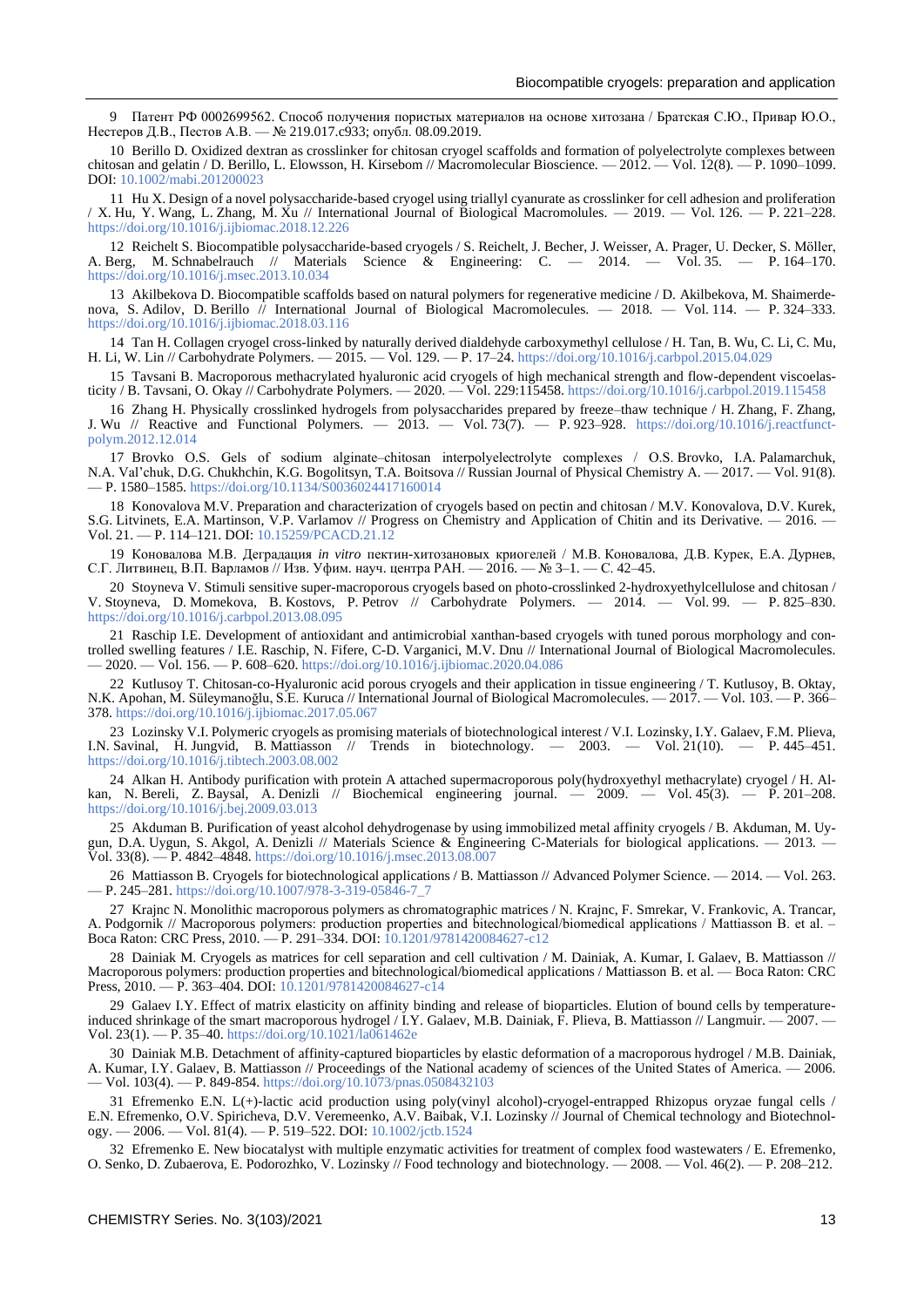9 Патент РФ 0002699562. Способ получения пористых материалов на основе хитозана / Братская С.Ю., Привар Ю.О., Нестеров Д.В., Пестов А.В. — № 219.017.с933; опубл. 08.09.2019.

10 Berillo D. Oxidized dextran as crosslinker for chitosan cryogel scaffolds and formation of polyelectrolyte complexes between chitosan and gelatin / D. Berillo, L. Elowsson, H. Kirsebom // Macromolecular Bioscience. — 2012. — Vol. 12(8). — P. 1090–1099. DOI: 10.1002/mabi.201200023

11 Hu X. Design of a novel polysaccharide-based cryogel using triallyl cyanurate as crosslinker for cell adhesion and proliferation / X. Hu, Y. Wang, L. Zhang, M. Xu // International Journal of Biological Macromolules. — 2019. — Vol. 126. — P. 221–228. https://doi.org/10.1016/j.ijbiomac.2018.12.226

12 Reichelt S. Biocompatible polysaccharide-based cryogels / S. Reichelt, J. Becher, J. Weisser, A. Prager, U. Decker, S. Möller, A. Berg, M. Schnabelrauch // Materials Science & Engineering: C. — 2014. — Vol. 35. — P. 164–170. https://doi.org/10.1016/j.msec.2013.10.034

13 Akilbekova D. Biocompatible scaffolds based on natural polymers for regenerative medicine / D. Akilbekova, M. Shaimerdenova, S. Adilov, D. Berillo // International Journal of Biological Macromolecules. — 2018. — Vol. 114. — P. 324–333. https://doi.org/10.1016/j.ijbiomac.2018.03.116

14 Tan H. Collagen cryogel cross-linked by naturally derived dialdehyde carboxymethyl cellulose / H. Tan, B. Wu, C. Li, C. Mu, H. Li, W. Lin // Carbohydrate Polymers. — 2015. — Vol. 129. — P. 17–24. https://doi.org/10.1016/j.carbpol.2015.04.029

15 Tavsani B. Macroporous methacrylated hyaluronic acid cryogels of high mechanical strength and flow-dependent viscoelasticity / B. Tavsani, O. Okay // Carbohydrate Polymers. — 2020. — Vol. 229:115458. https://doi.org/10.1016/j.carbpol.2019.115458

16 Zhang H. Physically crosslinked hydrogels from polysaccharides prepared by freeze–thaw technique / H. Zhang, F. Zhang, J. Wu // Reactive and Functional Polymers. — 2013. — Vol. 73(7). — P. 923–928. https://doi.org/10.1016/j.reactfunctpolym.2012.12.014

17 Brovko O.S. Gels of sodium alginate–chitosan interpolyelectrolyte complexes / O.S. Brovko, I.A. Palamarchuk, N.A. Val'chuk, D.G. Chukhchin, K.G. Bogolitsyn, T.A. Boitsova // Russian Journal of Physical Chemistry A. — 2017. — Vol. 91(8). — P. 1580–1585. https://doi.org/10.1134/S0036024417160014

18 Konovalova M.V. Preparation and characterization of cryogels based on pectin and chitosan / M.V. Konovalova, D.V. Kurek, S.G. Litvinets, E.A. Martinson, V.P. Varlamov // Progress on Chemistry and Application of Chitin and its Derivative. — 2016. — Vol. 21. — P. 114–121. DOI: 10.15259/PCACD.21.12

19 Коновалова М.В. Деградация *in vitro* пектин-хитозановых криогелей / М.В. Коновалова, Д.В. Курек, Е.А. Дурнев, С.Г. Литвинец, В.П. Варламов // Изв. Уфим. науч. центра РАН. — 2016. — № 3–1. — С. 42–45.

20 Stoyneva V. Stimuli sensitive super-macroporous cryogels based on photo-crosslinked 2-hydroxyethylcellulose and chitosan / V. Stoyneva, D. Momekova, B. Kostovs, P. Petrov // Carbohydrate Polymers. — 2014. — Vol. 99. — P. 825–830. https://doi.org/10.1016/j.carbpol.2013.08.095

21 Raschip I.E. Development of antioxidant and antimicrobial xanthan-based cryogels with tuned porous morphology and controlled swelling features / I.E. Raschip, N. Fifere, C-D. Varganici, M.V. Dnu // International Journal of Biological Macromolecules. — 2020. — Vol. 156. — P. 608–620. https://doi.org/10.1016/j.ijbiomac.2020.04.086

22 Kutlusoy T. Chitosan-co-Hyaluronic acid porous cryogels and their application in tissue engineering / T. Kutlusoy, B. Oktay, N.K. Apohan, M. Süleymanoğlu, S.E. Kuruca // International Journal of Biological Macromolecules. — 2017. — Vol. 103. — P. 366–378. https://doi.org/10.1016/j.ijbiomac.2017.05.067

23 Lozinsky V.I. Polymeric cryogels as promising materials of biotechnological interest / V.I. Lozinsky, I.Y. Galaev, F.M. Plieva, I.N. Savinal, H. Jungvid, B. Mattiasson // Trends in biotechnology. — 2003. — Vol. 21(10). — P. 445–451. https://doi.org/10.1016/j.tibtech.2003.08.002

24 Alkan H. Antibody purification with protein A attached supermacroporous poly(hydroxyethyl methacrylate) cryogel / H. Alkan, N. Bereli, Z. Baysal, A. Denizli // Biochemical engineering journal. — 2009. — Vol. 45(3). — P. 201–208. https://doi.org/10.1016/j.bej.2009.03.013

25 Akduman B. Purification of yeast alcohol dehydrogenase by using immobilized metal affinity cryogels / B. Akduman, M. Uygun, D.A. Uygun, S. Akgol, A. Denizli // Materials Science & Engineering C-Materials for biological applications. — 2013. — Vol. 33(8). — P. 4842–4848. https://doi.org/10.1016/j.msec.2013.08.007

26 Mattiasson B. Cryogels for biotechnological applications / B. Mattiasson // Advanced Polymer Science. — 2014. — Vol. 263. — P. 245–281. https://doi.org/10.1007/978-3-319-05846-7_7

27 Krajnc N. Monolithic macroporous polymers as chromatographic matrices / N. Krajnc, F. Smrekar, V. Frankovic, A. Trancar, A. Podgornik // Macroporous polymers: production properties and bitechnological/biomedical applications / Mattiasson B. et al. – Boca Raton: CRC Press, 2010. — P. 291–334. DOI: 10.1201/9781420084627-c12

28 Dainiak M. Cryogels as matrices for cell separation and cell cultivation / M. Dainiak, A. Kumar, I. Galaev, B. Mattiasson // Macroporous polymers: production properties and bitechnological/biomedical applications / Mattiasson B. et al. — Boca Raton: CRC Press, 2010. — P. 363–404. DOI: 10.1201/9781420084627-c14

29 Galaev I.Y. Effect of matrix elasticity on affinity binding and release of bioparticles. Elution of bound cells by temperature-induced shrinkage of the smart macroporous hydrogel / I.Y. Galaev, M.B. Dainiak, F. Plieva, B. Mattiasson // Langmuir. — 2007. — Vol. 23(1). — P. 35–40. https://doi.org/10.1021/la061462e

30 Dainiak M.B. Detachment of affinity-captured bioparticles by elastic deformation of a macroporous hydrogel / M.B. Dainiak, A. Kumar, I.Y. Galaev, B. Mattiasson // Proceedings of the National academy of sciences of the United States of America. — 2006. — Vol. 103(4). — P. 849-854. https://doi.org/10.1073/pnas.0508432103

31 Efremenko E.N. L(+)-lactic acid production using poly(vinyl alcohol)-cryogel-entrapped Rhizopus oryzae fungal cells / E.N. Efremenko, O.V. Spiricheva, D.V. Veremeenko, A.V. Baibak, V.I. Lozinsky // Journal of Chemical technology and Biotechnology. — 2006. — Vol. 81(4). — P. 519–522. DOI: 10.1002/jctb.1524

32 Efremenko E. New biocatalyst with multiple enzymatic activities for treatment of complex food wastewaters / E. Efremenko, O. Senko, D. Zubaerova, E. Podorozhko, V. Lozinsky // Food technology and biotechnology. — 2008. — Vol. 46(2). — P. 208–212.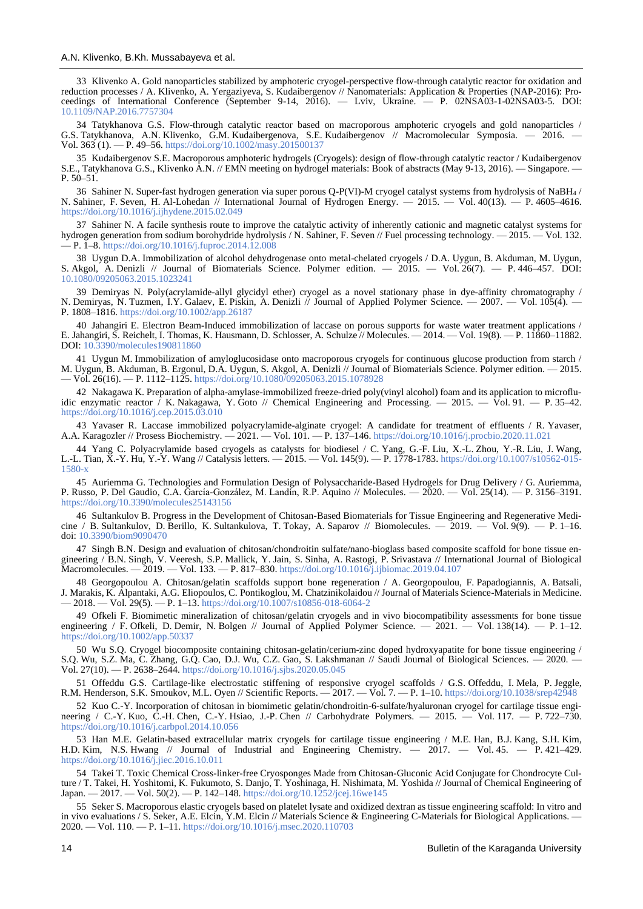33 Klivenko A. Gold nanoparticles stabilized by amphoteric cryogel-perspective flow-through catalytic reactor for oxidation and reduction processes / A. Klivenko, A. Yergaziyeva, S. Kudaibergenov // Nanomaterials: Application & Properties (NAP-2016): Proceedings of International Conference (September 9-14, 2016). — Lviv, Ukraine. — P. 02NSA03-1-02NSA03-5. DOI: 10.1109/NAP.2016.7757304

34 Tatykhanova G.S. Flow-through catalytic reactor based on macroporous amphoteric cryogels and gold nanoparticles / G.S. Tatykhanova, A.N. Klivenko, G.M. Kudaibergenova, S.E. Kudaibergenov // Macromolecular Symposia. — 2016. — Vol. 363 (1). — P. 49–56. https://doi.org/10.1002/masy.201500137

35 Kudaibergenov S.E. Macroporous amphoteric hydrogels (Cryogels): design of flow-through catalytic reactor / Kudaibergenov S.E., Tatykhanova G.S., Klivenko A.N. // EMN meeting on hydrogel materials: Book of abstracts (May 9-13, 2016). — Singapore. — P. 50–51.

36 Sahiner N. Super-fast hydrogen generation via super porous Q-P(VI)-M cryogel catalyst systems from hydrolysis of $NaBH_4$ / N. Sahiner, F. Seven, H. Al-Lohedan // International Journal of Hydrogen Energy. — 2015. — Vol. 40(13). — P. 4605–4616. https://doi.org/10.1016/j.ijhydene.2015.02.049

37 Sahiner N. A facile synthesis route to improve the catalytic activity of inherently cationic and magnetic catalyst systems for hydrogen generation from sodium borohydride hydrolysis / N. Sahiner, F. Seven // Fuel processing technology. — 2015. — Vol. 132. — P. 1–8. https://doi.org/10.1016/j.fuproc.2014.12.008

38 Uygun D.A. Immobilization of alcohol dehydrogenase onto metal-chelated cryogels / D.A. Uygun, B. Akduman, M. Uygun, S. Akgol, A. Denizli // Journal of Biomaterials Science. Polymer edition. — 2015. — Vol. 26(7). — P. 446–457. DOI: 10.1080/09205063.2015.1023241

39 Demiryas N. Poly(acrylamide-allyl glycidyl ether) cryogel as a novel stationary phase in dye-affinity chromatography / N. Demiryas, N. Tuzmen, I.Y. Galaev, E. Piskin, A. Denizli // Journal of Applied Polymer Science. — 2007. — Vol. 105(4). — P. 1808–1816. https://doi.org/10.1002/app.26187

40 Jahangiri E. Electron Beam-Induced immobilization of laccase on porous supports for waste water treatment applications / E. Jahangiri, S. Reichelt, I. Thomas, K. Hausmann, D. Schlosser, A. Schulze // Molecules. — 2014. — Vol. 19(8). — P. 11860–11882. DOI: 10.3390/molecules190811860

41 Uygun M. Immobilization of amyloglucosidase onto macroporous cryogels for continuous glucose production from starch / M. Uygun, B. Akduman, B. Ergonul, D.A. Uygun, S. Akgol, A. Denizli // Journal of Biomaterials Science. Polymer edition. — 2015. — Vol. 26(16). — P. 1112–1125. https://doi.org/10.1080/09205063.2015.1078928

42 Nakagawa K. Preparation of alpha-amylase-immobilized freeze-dried poly(vinyl alcohol) foam and its application to microfluidic enzymatic reactor / K. Nakagawa, Y. Goto // Chemical Engineering and Processing. — 2015. — Vol. 91. — P. 35–42. https://doi.org/10.1016/j.cep.2015.03.010

43 Yavaser R. Laccase immobilized polyacrylamide-alginate cryogel: A candidate for treatment of effluents / R. Yavaser, A.A. Karagozler // Prosess Biochemistry. — 2021. — Vol. 101. — P. 137–146. https://doi.org/10.1016/j.procbio.2020.11.021

44 Yang C. Polyacrylamide based cryogels as catalysts for biodiesel / C. Yang, G.-F. Liu, X.-L. Zhou, Y.-R. Liu, J. Wang, L.-L. Tian, X.-Y. Hu, Y.-Y. Wang // Catalysis letters. — 2015. — Vol. 145(9). — P. 1778-1783. https://doi.org/10.1007/s10562-015-1580-x

45 Auriemma G. Technologies and Formulation Design of Polysaccharide-Based Hydrogels for Drug Delivery / G. Auriemma, P. Russo, P. Del Gaudio, C.A. García-González, M. Landín, R.P. Aquino // Molecules. — 2020. — Vol. 25(14). — P. 3156–3191. https://doi.org/10.3390/molecules25143156

46 Sultankulov B. Progress in the Development of Chitosan-Based Biomaterials for Tissue Engineering and Regenerative Medicine / B. Sultankulov, D. Berillo, K. Sultankulova, T. Tokay, A. Saparov // Biomolecules. — 2019. — Vol. 9(9). — P. 1–16. doi: 10.3390/biom9090470

47 Singh B.N. Design and evaluation of chitosan/chondroitin sulfate/nano-bioglass based composite scaffold for bone tissue engineering / B.N. Singh, V. Veeresh, S.P. Mallick, Y. Jain, S. Sinha, A. Rastogi, P. Srivastava // International Journal of Biological Macromolecules. — 2019. — Vol. 133. — P. 817–830. https://doi.org/10.1016/j.ijbiomac.2019.04.107

48 Georgopoulou A. Chitosan/gelatin scaffolds support bone regeneration / A. Georgopoulou, F. Papadogiannis, A. Batsali, J. Marakis, K. Alpantaki, A.G. Eliopoulos, C. Pontikoglou, M. Chatzinikolaidou // Journal of Materials Science-Materials in Medicine. — 2018. — Vol. 29(5). — P. 1–13. https://doi.org/10.1007/s10856-018-6064-2

49 Ofkeli F. Biomimetic mineralization of chitosan/gelatin cryogels and in vivo biocompatibility assessments for bone tissue engineering / F. Ofkeli, D. Demir, N. Bolgen // Journal of Applied Polymer Science. — 2021. — Vol. 138(14). — P. 1–12. https://doi.org/10.1002/app.50337

50 Wu S.Q. Cryogel biocomposite containing chitosan-gelatin/cerium-zinc doped hydroxyapatite for bone tissue engineering / S.Q. Wu, S.Z. Ma, C. Zhang, G.Q. Cao, D.J. Wu, C.Z. Gao, S. Lakshmanan // Saudi Journal of Biological Sciences. — 2020. — Vol. 27(10). — P. 2638–2644. https://doi.org/10.1016/j.sjbs.2020.05.045

51 Offeddu G.S. Cartilage-like electrostatic stiffening of responsive cryogel scaffolds / G.S. Offeddu, I. Mela, P. Jeggle, R.M. Henderson, S.K. Smoukov, M.L. Oyen // Scientific Reports. — 2017. — Vol. 7. — P. 1–10. https://doi.org/10.1038/srep42948

52 Kuo C.-Y. Incorporation of chitosan in biomimetic gelatin/chondroitin-6-sulfate/hyaluronan cryogel for cartilage tissue engineering / C.-Y. Kuo, C.-H. Chen, C.-Y. Hsiao, J.-P. Chen // Carbohydrate Polymers. — 2015. — Vol. 117. — P. 722–730. https://doi.org/10.1016/j.carbpol.2014.10.056

53 Han M.E. Gelatin-based extracellular matrix cryogels for cartilage tissue engineering / M.E. Han, B.J. Kang, S.H. Kim, H.D. Kim, N.S. Hwang // Journal of Industrial and Engineering Chemistry. — 2017. — Vol. 45. — P. 421–429. https://doi.org/10.1016/j.jiec.2016.10.011

54 Takei T. Toxic Chemical Cross-linker-free Cryosponges Made from Chitosan-Gluconic Acid Conjugate for Chondrocyte Culture / T. Takei, H. Yoshitomi, K. Fukumoto, S. Danjo, T. Yoshinaga, H. Nishimata, M. Yoshida // Journal of Chemical Engineering of Japan. — 2017. — Vol. 50(2). — P. 142–148. https://doi.org/10.1252/jcej.16we145

55 Seker S. Macroporous elastic cryogels based on platelet lysate and oxidized dextran as tissue engineering scaffold: In vitro and in vivo evaluations / S. Seker, A.E. Elcin, Y.M. Elcin // Materials Science & Engineering C-Materials for Biological Applications. — 2020. — Vol. 110. — P. 1–11. https://doi.org/10.1016/j.msec.2020.110703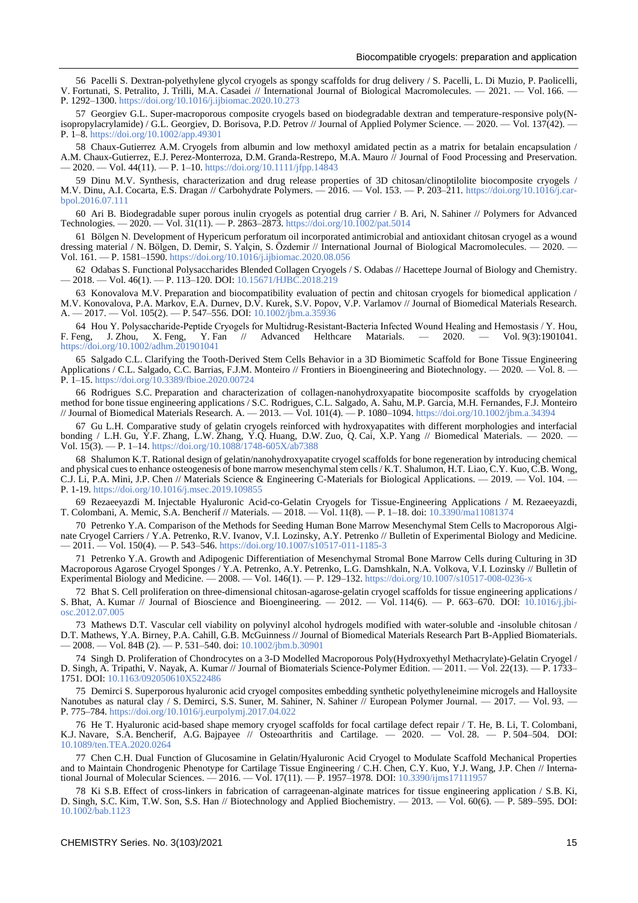56 Pacelli S. Dextran-polyethylene glycol cryogels as spongy scaffolds for drug delivery / S. Pacelli, L. Di Muzio, P. Paolicelli, V. Fortunati, S. Petralito, J. Trilli, M.A. Casadei // International Journal of Biological Macromolecules. — 2021. — Vol. 166. — P. 1292–1300. https://doi.org/10.1016/j.ijbiomac.2020.10.273

57 Georgiev G.L. Super-macroporous composite cryogels based on biodegradable dextran and temperature-responsive poly(N-isopropylacrylamide) / G.L. Georgiev, D. Borisova, P.D. Petrov // Journal of Applied Polymer Science. — 2020. — Vol. 137(42). — P. 1–8. https://doi.org/10.1002/app.49301

58 Chaux-Gutierrez A.M. Cryogels from albumin and low methoxyl amidated pectin as a matrix for betalain encapsulation / A.M. Chaux-Gutierrez, E.J. Perez-Monterroza, D.M. Granda-Restrepo, M.A. Mauro // Journal of Food Processing and Preservation. — 2020. — Vol. 44(11). — P. 1–10. https://doi.org/10.1111/jfpp.14843

59 Dinu M.V. Synthesis, characterization and drug release properties of 3D chitosan/clinoptilolite biocomposite cryogels / M.V. Dinu, A.I. Cocarta, E.S. Dragan // Carbohydrate Polymers. — 2016. — Vol. 153. — P. 203–211. https://doi.org/10.1016/j.carbpol.2016.07.111

60 Ari B. Biodegradable super porous inulin cryogels as potential drug carrier / B. Ari, N. Sahiner // Polymers for Advanced Technologies. — 2020. — Vol. 31(11). — P. 2863–2873. https://doi.org/10.1002/pat.5014

61 Bölgen N. Development of Hypericum perforatum oil incorporated antimicrobial and antioxidant chitosan cryogel as a wound dressing material / N. Bölgen, D. Demir, S. Yalçin, S. Özdemir // International Journal of Biological Macromolecules. — 2020. — Vol. 161. — P. 1581–1590. https://doi.org/10.1016/j.ijbiomac.2020.08.056

62 Odabas S. Functional Polysaccharides Blended Collagen Cryogels / S. Odabas // Hacettepe Journal of Biology and Chemistry. — 2018. — Vol. 46(1). — P. 113–120. DOI: 10.15671/HJBC.2018.219

63 Konovalova M.V. Preparation and biocompatibility evaluation of pectin and chitosan cryogels for biomedical application / M.V. Konovalova, P.A. Markov, E.A. Durnev, D.V. Kurek, S.V. Popov, V.P. Varlamov // Journal of Biomedical Materials Research. A. — 2017. — Vol. 105(2). — P. 547–556. DOI: 10.1002/jbm.a.35936

64 Hou Y. Polysaccharide-Peptide Cryogels for Multidrug-Resistant-Bacteria Infected Wound Healing and Hemostasis / Y. Hou, F. Feng, J. Zhou, X. Feng, Y. Fan // Advanced Helthcare Matarials. — 2020. — Vol. 9(3):1901041. https://doi.org/10.1002/adhm.201901041

65 Salgado C.L. Clarifying the Tooth-Derived Stem Cells Behavior in a 3D Biomimetic Scaffold for Bone Tissue Engineering Applications / C.L. Salgado, C.C. Barrias, F.J.M. Monteiro // Frontiers in Bioengineering and Biotechnology. — 2020. — Vol. 8. — P. 1–15. https://doi.org/10.3389/fbioe.2020.00724

66 Rodrigues S.C. Preparation and characterization of collagen-nanohydroxyapatite biocomposite scaffolds by cryogelation method for bone tissue engineering applications / S.C. Rodrigues, C.L. Salgado, A. Sahu, M.P. Garcia, M.H. Fernandes, F.J. Monteiro // Journal of Biomedical Materials Research. A. — 2013. — Vol. 101(4). — P. 1080–1094. https://doi.org/10.1002/jbm.a.34394

67 Gu L.H. Comparative study of gelatin cryogels reinforced with hydroxyapatites with different morphologies and interfacial bonding / L.H. Gu, Y.F. Zhang, L.W. Zhang, Y.Q. Huang, D.W. Zuo, Q. Cai, X.P. Yang // Biomedical Materials. — 2020. — Vol. 15(3). — P. 1–14. https://doi.org/10.1088/1748-605X/ab7388

68 Shalumon K.T. Rational design of gelatin/nanohydroxyapatite cryogel scaffolds for bone regeneration by introducing chemical and physical cues to enhance osteogenesis of bone marrow mesenchymal stem cells / K.T. Shalumon, H.T. Liao, C.Y. Kuo, C.B. Wong, C.J. Li, P.A. Mini, J.P. Chen // Materials Science & Engineering C-Materials for Biological Applications. — 2019. — Vol. 104. — P. 1-19. https://doi.org/10.1016/j.msec.2019.109855

69 Rezaeeyazdi M. Injectable Hyaluronic Acid-co-Gelatin Cryogels for Tissue-Engineering Applications / M. Rezaeeyazdi, T. Colombani, A. Memic, S.A. Bencherif // Materials. — 2018. — Vol. 11(8). — P. 1–18. doi: 10.3390/ma11081374

70 Petrenko Y.A. Comparison of the Methods for Seeding Human Bone Marrow Mesenchymal Stem Cells to Macroporous Alginate Cryogel Carriers / Y.A. Petrenko, R.V. Ivanov, V.I. Lozinsky, A.Y. Petrenko // Bulletin of Experimental Biology and Medicine. — 2011. — Vol. 150(4). — P. 543–546. https://doi.org/10.1007/s10517-011-1185-3

71 Petrenko Y.A. Growth and Adipogenic Differentiation of Mesenchymal Stromal Bone Marrow Cells during Culturing in 3D Macroporous Agarose Cryogel Sponges / Y.A. Petrenko, A.Y. Petrenko, L.G. Damshkaln, N.A. Volkova, V.I. Lozinsky // Bulletin of Experimental Biology and Medicine. — 2008. — Vol. 146(1). — P. 129–132. https://doi.org/10.1007/s10517-008-0236-x

72 Bhat S. Cell proliferation on three-dimensional chitosan-agarose-gelatin cryogel scaffolds for tissue engineering applications / S. Bhat, A. Kumar // Journal of Bioscience and Bioengineering. — 2012. — Vol. 114(6). — P. 663–670. DOI: 10.1016/j.jbiosc.2012.07.005

73 Mathews D.T. Vascular cell viability on polyvinyl alcohol hydrogels modified with water-soluble and -insoluble chitosan / D.T. Mathews, Y.A. Birney, P.A. Cahill, G.B. McGuinness // Journal of Biomedical Materials Research Part B-Applied Biomaterials. — 2008. — Vol. 84B (2). — P. 531–540. doi: 10.1002/jbm.b.30901

74 Singh D. Proliferation of Chondrocytes on a 3-D Modelled Macroporous Poly(Hydroxyethyl Methacrylate)-Gelatin Cryogel / D. Singh, A. Tripathi, V. Nayak, A. Kumar // Journal of Biomaterials Science-Polymer Edition. — 2011. — Vol. 22(13). — P. 1733–1751. DOI: 10.1163/092050610X522486

75 Demirci S. Superporous hyaluronic acid cryogel composites embedding synthetic polyethyleneimine microgels and Halloysite Nanotubes as natural clay / S. Demirci, S.S. Suner, M. Sahiner, N. Sahiner // European Polymer Journal. — 2017. — Vol. 93. — P. 775–784. https://doi.org/10.1016/j.eurpolymj.2017.04.022

76 He T. Hyaluronic acid-based shape memory cryogel scaffolds for focal cartilage defect repair / T. He, B. Li, T. Colombani, K.J. Navare, S.A. Bencherif, A.G. Bajpayee // Osteoarthritis and Cartilage. — 2020. — Vol. 28. — P. 504–504. DOI: 10.1089/ten.TEA.2020.0264

77 Chen C.H. Dual Function of Glucosamine in Gelatin/Hyaluronic Acid Cryogel to Modulate Scaffold Mechanical Properties and to Maintain Chondrogenic Phenotype for Cartilage Tissue Engineering / C.H. Chen, C.Y. Kuo, Y.J. Wang, J.P. Chen // International Journal of Molecular Sciences. — 2016. — Vol. 17(11). — P. 1957–1978. DOI: 10.3390/ijms17111957

78 Ki S.B. Effect of cross-linkers in fabrication of carrageenan-alginate matrices for tissue engineering application / S.B. Ki, D. Singh, S.C. Kim, T.W. Son, S.S. Han // Biotechnology and Applied Biochemistry. — 2013. — Vol. 60(6). — P. 589–595. DOI: 10.1002/bab.1123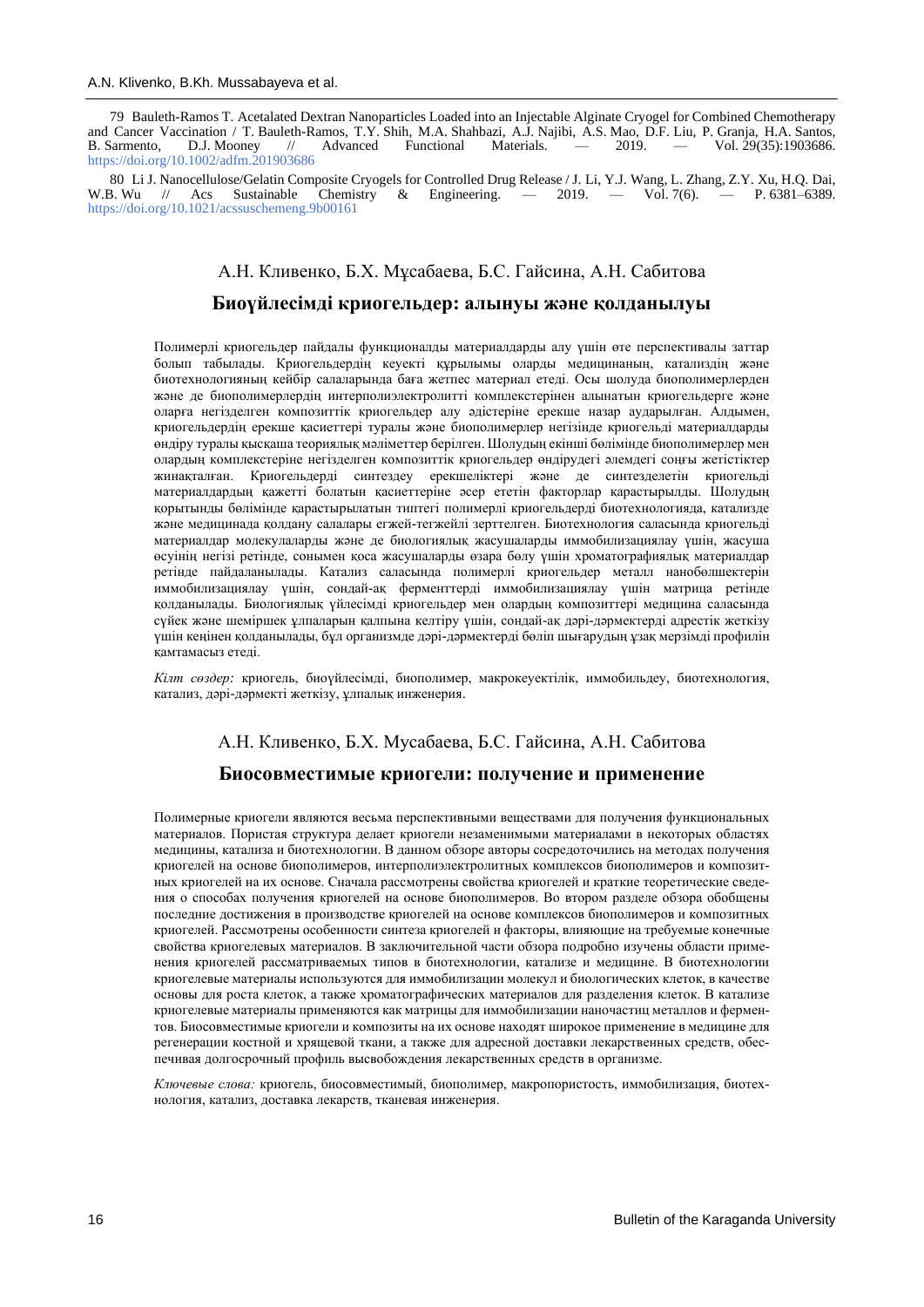79 Bauleth-Ramos T. Acetalated Dextran Nanoparticles Loaded into an Injectable Alginate Cryogel for Combined Chemotherapy and Cancer Vaccination / T. Bauleth-Ramos, T.Y. Shih, M.A. Shahbazi, A.J. Najibi, A.S. Mao, D.F. Liu, P. Granja, H.A. Santos, B. Sarmento, D.J. Mooney // Advanced Functional Materials. — 2019. — Vol. 29(35):1903686. https://doi.org/10.1002/adfm.201903686

80 Li J. Nanocellulose/Gelatin Composite Cryogels for Controlled Drug Release / J. Li, Y.J. Wang, L. Zhang, Z.Y. Xu, H.Q. Dai, W.B. Wu // Acs Sustainable Chemistry & Engineering. — 2019. — Vol. 7(6). — P. 6381–6389. https://doi.org/10.1021/acssuschemeng.9b00161

А.Н. Кливенко, Б.Х. Мұсабаева, Б.С. Гайсина, А.Н. Сабитова

## Биоүйлесімді криогельдер: алынуы және қолданылуы

Полимерлі криогельдер пайдалы функционалды материалдарды алу үшін өте перспективалы заттар болып табылады. Криогельдердің кеуекті құрылымы оларды медицинаның, катализдің және биотехнологияның кейбір салаларында баға жетпес материал етеді. Осы шолуда биополимерлерден және де биополимерлердің интерполиэлектролитті комплекстерінен алынатын криогельдерге және оларға негізделген композиттік криогельдер алу әдістеріне ерекше назар аударылған. Алдымен, криогельдердің ерекше қасиеттері туралы және биополимерлер негізінде криогельді материалдарды өндіру туралы қысқаша теориялық мәліметтер берілген. Шолудың екінші бөлімінде биополимерлер мен олардың комплекстеріне негізделген композиттік криогельдер өндірудегі әлемдегі соңғы жетістіктер жинақталған. Криогельдерді синтездеу ерекшеліктері және де синтезделетін криогельді материалдардың қажетті болатын қасиеттеріне әсер ететін факторлар қарастырылды. Шолудың қорытынды бөлімінде қарастырылатын типтегі полимерлі криогельдерді биотехнологияда, катализде және медицинада қолдану салалары егжей-тегжейлі зерттелген. Биотехнология саласында криогельді материалдар молекулаларды және де биологиялық жасушаларды иммобилизациялау үшін, жасуша өсуінің негізі ретінде, сонымен қоса жасушаларды өзара бөлу үшін хроматографиялық материалдар ретінде пайдаланылады. Катализ саласында полимерлі криогельдер металл нанобөлшектерін иммобилизациялау үшін, сондай-ақ ферменттерді иммобилизациялау үшін матрица ретінде қолданылады. Биологиялық үйлесімді криогельдер мен олардың композиттері медицина саласында сүйек және шеміршек ұлпаларын қалпына келтіру үшін, сондай-ақ дәрі-дәрмектерді адрестік жеткізу үшін кеңінен қолданылады, бұл организмде дәрі-дәрмектерді бөліп шығарудың ұзақ мерзімді профилін қамтамасыз етеді.

*Кілт сөздер:* криогель, биоүйлесімді, биополимер, макрокеуектілік, иммобильдеу, биотехнология, катализ, дәрі-дәрмекті жеткізу, ұлпалық инженерия.

А.Н. Кливенко, Б.Х. Мусабаева, Б.С. Гайсина, А.Н. Сабитова

## Биосовместимые криогели: получение и применение

Полимерные криогели являются весьма перспективными веществами для получения функциональных материалов. Пористая структура делает криогели незаменимыми материалами в некоторых областях медицины, катализа и биотехнологии. В данном обзоре авторы сосредоточились на методах получения криогелей на основе биополимеров, интерполиэлектролитных комплексов биополимеров и композитных криогелей на их основе. Сначала рассмотрены свойства криогелей и краткие теоретические сведения о способах получения криогелей на основе биополимеров. Во втором разделе обзора обобщены последние достижения в производстве криогелей на основе комплексов биополимеров и композитных криогелей. Рассмотрены особенности синтеза криогелей и факторы, влияющие на требуемые конечные свойства криогелевых материалов. В заключительной части обзора подробно изучены области применения криогелей рассматриваемых типов в биотехнологии, катализе и медицине. В биотехнологии криогелевые материалы используются для иммобилизации молекул и биологических клеток, в качестве основы для роста клеток, а также хроматографических материалов для разделения клеток. В катализе криогелевые материалы применяются как матрицы для иммобилизации наночастиц металлов и ферментов. Биосовместимые криогели и композиты на их основе находят широкое применение в медицине для регенерации костной и хрящевой ткани, а также для адресной доставки лекарственных средств, обеспечивая долгосрочный профиль высвобождения лекарственных средств в организме.

*Ключевые слова:* криогель, биосовместимый, биополимер, макропористость, иммобилизация, биотехнология, катализ, доставка лекарств, тканевая инженерия.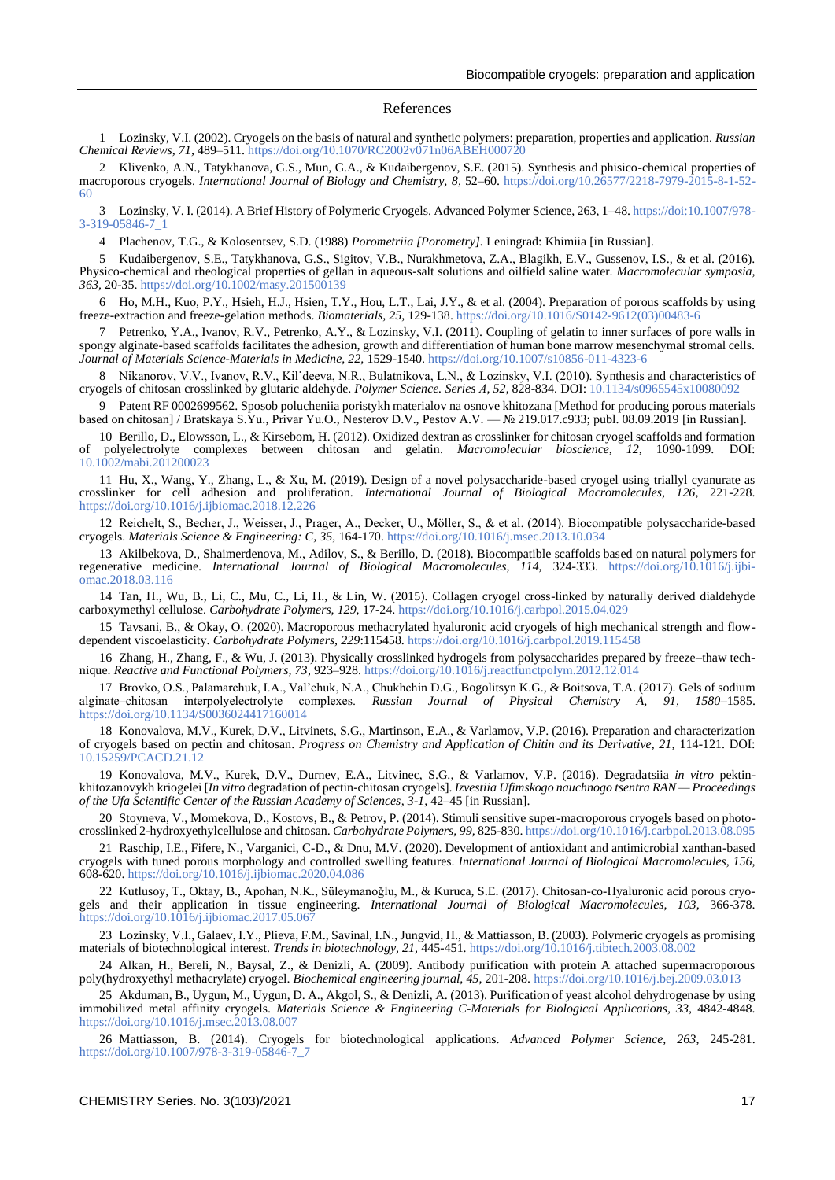## References

1 Lozinsky, V.I. (2002). Cryogels on the basis of natural and synthetic polymers: preparation, properties and application. *Russian Chemical Reviews, 71,* 489–511. https://doi.org/10.1070/RC2002v071n06ABEH000720

2 Klivenko, A.N., Tatykhanova, G.S., Mun, G.A., & Kudaibergenov, S.E. (2015). Synthesis and phisico-chemical properties of macroporous cryogels. *International Journal of Biology and Chemistry, 8,* 52–60. https://doi.org/10.26577/2218-7979-2015-8-1-52-60

3 Lozinsky, V. I. (2014). A Brief History of Polymeric Cryogels. Advanced Polymer Science, 263, 1–48. https://doi:10.1007/978-3-319-05846-7_1

4 Plachenov, T.G., & Kolosentsev, S.D. (1988) *Porometriia [Porometry].* Leningrad: Khimiia [in Russian].

5 Kudaibergenov, S.E., Tatykhanova, G.S., Sigitov, V.B., Nurakhmetova, Z.A., Blagikh, E.V., Gussenov, I.S., & et al. (2016). Physico-chemical and rheological properties of gellan in aqueous-salt solutions and oilfield saline water. *Macromolecular symposia, 363,* 20-35. https://doi.org/10.1002/masy.201500139

6 Ho, M.H., Kuo, P.Y., Hsieh, H.J., Hsien, T.Y., Hou, L.T., Lai, J.Y., & et al. (2004). Preparation of porous scaffolds by using freeze-extraction and freeze-gelation methods. *Biomaterials, 25,* 129-138. https://doi.org/10.1016/S0142-9612(03)00483-6

7 Petrenko, Y.A., Ivanov, R.V., Petrenko, A.Y., & Lozinsky, V.I. (2011). Coupling of gelatin to inner surfaces of pore walls in spongy alginate-based scaffolds facilitates the adhesion, growth and differentiation of human bone marrow mesenchymal stromal cells. *Journal of Materials Science-Materials in Medicine, 22,* 1529-1540. https://doi.org/10.1007/s10856-011-4323-6

8 Nikanorov, V.V., Ivanov, R.V., Kil'deeva, N.R., Bulatnikova, L.N., & Lozinsky, V.I. (2010). Synthesis and characteristics of cryogels of chitosan crosslinked by glutaric aldehyde. *Polymer Science. Series A, 52,* 828-834. DOI: 10.1134/s0965545x10080092

9 Patent RF 0002699562. Sposob polucheniia poristykh materialov na osnove khitozana [Method for producing porous materials based on chitosan] / Bratskaya S.Yu., Privar Yu.O., Nesterov D.V., Pestov A.V. — № 219.017.c933; publ. 08.09.2019 [in Russian].

10 Berillo, D., Elowsson, L., & Kirsebom, H. (2012). Oxidized dextran as crosslinker for chitosan cryogel scaffolds and formation of polyelectrolyte complexes between chitosan and gelatin. *Macromolecular bioscience, 12,* 1090-1099. DOI: 10.1002/mabi.201200023

11 Hu, X., Wang, Y., Zhang, L., & Xu, M. (2019). Design of a novel polysaccharide-based cryogel using triallyl cyanurate as crosslinker for cell adhesion and proliferation. *International Journal of Biological Macromolecules, 126,* 221-228. https://doi.org/10.1016/j.ijbiomac.2018.12.226

12 Reichelt, S., Becher, J., Weisser, J., Prager, A., Decker, U., Möller, S., & et al. (2014). Biocompatible polysaccharide-based cryogels. *Materials Science & Engineering: C, 35,* 164-170. https://doi.org/10.1016/j.msec.2013.10.034

13 Akilbekova, D., Shaimerdenova, M., Adilov, S., & Berillo, D. (2018). Biocompatible scaffolds based on natural polymers for regenerative medicine. *International Journal of Biological Macromolecules, 114,* 324-333. https://doi.org/10.1016/j.ijbiomac.2018.03.116

14 Tan, H., Wu, B., Li, C., Mu, C., Li, H., & Lin, W. (2015). Collagen cryogel cross-linked by naturally derived dialdehyde carboxymethyl cellulose. *Carbohydrate Polymers, 129,* 17-24. https://doi.org/10.1016/j.carbpol.2015.04.029

15 Tavsani, B., & Okay, O. (2020). Macroporous methacrylated hyaluronic acid cryogels of high mechanical strength and flow-dependent viscoelasticity. *Carbohydrate Polymers, 229*:115458. https://doi.org/10.1016/j.carbpol.2019.115458

16 Zhang, H., Zhang, F., & Wu, J. (2013). Physically crosslinked hydrogels from polysaccharides prepared by freeze–thaw technique. *Reactive and Functional Polymers, 73,* 923–928. https://doi.org/10.1016/j.reactfunctpolym.2012.12.014

17 Brovko, O.S., Palamarchuk, I.A., Val'chuk, N.A., Chukhchin D.G., Bogolitsyn K.G., & Boitsova, T.A. (2017). Gels of sodium alginate–chitosan interpolyelectrolyte complexes. *Russian Journal of Physical Chemistry A, 91,* 1580–1585. https://doi.org/10.1134/S0036024417160014

18 Konovalova, M.V., Kurek, D.V., Litvinets, S.G., Martinson, E.A., & Varlamov, V.P. (2016). Preparation and characterization of cryogels based on pectin and chitosan. *Progress on Chemistry and Application of Chitin and its Derivative, 21,* 114-121. DOI: 10.15259/PCACD.21.12

19 Konovalova, M.V., Kurek, D.V., Durnev, E.A., Litvinec, S.G., & Varlamov, V.P. (2016). Degradatsiia *in vitro* pektin-khitozanovykh kriogelei [*In vitro* degradation of pectin-chitosan cryogels]. *Izvestiia Ufimskogo nauchnogo tsentra RAN — Proceedings of the Ufa Scientific Center of the Russian Academy of Sciences, 3-1,* 42–45 [in Russian].

20 Stoyneva, V., Momekova, D., Kostovs, B., & Petrov, P. (2014). Stimuli sensitive super-macroporous cryogels based on photo-crosslinked 2-hydroxyethylcellulose and chitosan. *Carbohydrate Polymers, 99,* 825-830. https://doi.org/10.1016/j.carbpol.2013.08.095

21 Raschip, I.E., Fifere, N., Varganici, C-D., & Dnu, M.V. (2020). Development of antioxidant and antimicrobial xanthan-based cryogels with tuned porous morphology and controlled swelling features. *International Journal of Biological Macromolecules, 156,* 608-620. https://doi.org/10.1016/j.ijbiomac.2020.04.086

22 Kutlusoy, T., Oktay, B., Apohan, N.K., Süleymanoğlu, M., & Kuruca, S.E. (2017). Chitosan-co-Hyaluronic acid porous cryogels and their application in tissue engineering. *International Journal of Biological Macromolecules, 103,* 366-378. https://doi.org/10.1016/j.ijbiomac.2017.05.067

23 Lozinsky, V.I., Galaev, I.Y., Plieva, F.M., Savinal, I.N., Jungvid, H., & Mattiasson, B. (2003). Polymeric cryogels as promising materials of biotechnological interest. *Trends in biotechnology, 21,* 445-451. https://doi.org/10.1016/j.tibtech.2003.08.002

24 Alkan, H., Bereli, N., Baysal, Z., & Denizli, A. (2009). Antibody purification with protein A attached supermacroporous poly(hydroxyethyl methacrylate) cryogel. *Biochemical engineering journal, 45,* 201-208. https://doi.org/10.1016/j.bej.2009.03.013

25 Akduman, B., Uygun, M., Uygun, D. A., Akgol, S., & Denizli, A. (2013). Purification of yeast alcohol dehydrogenase by using immobilized metal affinity cryogels. *Materials Science & Engineering C-Materials for Biological Applications, 33,* 4842-4848. https://doi.org/10.1016/j.msec.2013.08.007

26 Mattiasson, B. (2014). Cryogels for biotechnological applications. *Advanced Polymer Science, 263,* 245-281. https://doi.org/10.1007/978-3-319-05846-7_7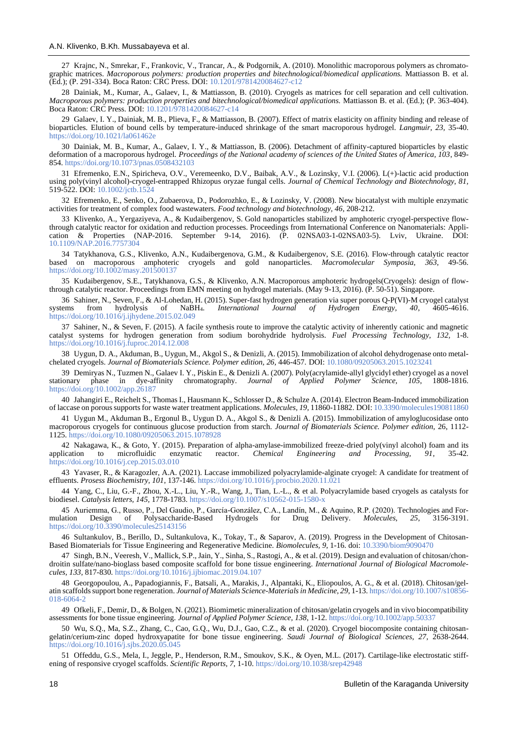27 Krajnc, N., Smrekar, F., Frankovic, V., Trancar, A., & Podgornik, A. (2010). Monolithic macroporous polymers as chromatographic matrices. *Macroporous polymers: production properties and bitechnological/biomedical applications.* Mattiasson B. et al. (Ed.); (P. 291-334). Boca Raton: CRC Press. DOI: 10.1201/9781420084627-c12

28 Dainiak, M., Kumar, A., Galaev, I., & Mattiasson, B. (2010). Cryogels as matrices for cell separation and cell cultivation. *Macroporous polymers: production properties and bitechnological/biomedical applications.* Mattiasson B. et al. (Ed.); (P. 363-404). Boca Raton: CRC Press. DOI: 10.1201/9781420084627-c14

29 Galaev, I. Y., Dainiak, M. B., Plieva, F., & Mattiasson, B. (2007). Effect of matrix elasticity on affinity binding and release of bioparticles. Elution of bound cells by temperature-induced shrinkage of the smart macroporous hydrogel. *Langmuir, 23,* 35-40. https://doi.org/10.1021/la061462e

30 Dainiak, M. B., Kumar, A., Galaev, I. Y., & Mattiasson, B. (2006). Detachment of affinity-captured bioparticles by elastic deformation of a macroporous hydrogel. *Proceedings of the National academy of sciences of the United States of America, 103,* 849-854. https://doi.org/10.1073/pnas.0508432103

31 Efremenko, E.N., Spiricheva, O.V., Veremeenko, D.V., Baibak, A.V., & Lozinsky, V.I. (2006). L(+)-lactic acid production using poly(vinyl alcohol)-cryogel-entrapped Rhizopus oryzae fungal cells. *Journal of Chemical Technology and Biotechnology, 81,* 519-522. DOI: 10.1002/jctb.1524

32 Efremenko, E., Senko, O., Zubaerova, D., Podorozhko, E., & Lozinsky, V. (2008). New biocatalyst with multiple enzymatic activities for treatment of complex food wastewaters. *Food technology and biotechnology, 46,* 208-212.

33 Klivenko, A., Yergaziyeva, A., & Kudaibergenov, S. Gold nanoparticles stabilized by amphoteric cryogel-perspective flow-through catalytic reactor for oxidation and reduction processes. Proceedings from International Conference on Nanomaterials: Application & Properties (NAP-2016. September 9-14, 2016). (P. 02NSA03-1-02NSA03-5). Lviv, Ukraine. DOI: 10.1109/NAP.2016.7757304

34 Tatykhanova, G.S., Klivenko, A.N., Kudaibergenova, G.M., & Kudaibergenov, S.E. (2016). Flow-through catalytic reactor based on macroporous amphoteric cryogels and gold nanoparticles. *Macromolecular Symposia, 363,* 49-56. https://doi.org/10.1002/masy.201500137

35 Kudaibergenov, S.E., Tatykhanova, G.S., & Klivenko, A.N. Macroporous amphoteric hydrogels(Cryogels): design of flow-through catalytic reactor. Proceedings from EMN meeting on hydrogel materials. (May 9-13, 2016). (P. 50-51). Singapore.

36 Sahiner, N., Seven, F., & Al-Lohedan, H. (2015). Super-fast hydrogen generation via super porous Q-P(VI)-M cryogel catalyst systems from hydrolysis of $NaBH_4$. *International Journal of Hydrogen Energy, 40,* 4605-4616. https://doi.org/10.1016/j.ijhydene.2015.02.049

37 Sahiner, N., & Seven, F. (2015). A facile synthesis route to improve the catalytic activity of inherently cationic and magnetic catalyst systems for hydrogen generation from sodium borohydride hydrolysis. *Fuel Processing Technology, 132,* 1-8. https://doi.org/10.1016/j.fuproc.2014.12.008

38 Uygun, D. A., Akduman, B., Uygun, M., Akgol S., & Denizli, A. (2015). Immobilization of alcohol dehydrogenase onto metal-chelated cryogels. *Journal of Biomaterials Science. Polymer edition, 26,* 446-457. DOI: 10.1080/09205063.2015.1023241

39 Demiryas N., Tuzmen N., Galaev I. Y., Piskin E., & Denizli A. (2007). Poly(acrylamide-allyl glycidyl ether) cryogel as a novel stationary phase in dye-affinity chromatography. *Journal of Applied Polymer Science, 105,* 1808-1816. https://doi.org/10.1002/app.26187

40 Jahangiri E., Reichelt S., Thomas I., Hausmann K., Schlosser D., & Schulze A. (2014). Electron Beam-Induced immobilization of laccase on porous supports for waste water treatment applications. *Molecules, 19,* 11860-11882. DOI: 10.3390/molecules190811860

41 Uygun M., Akduman B., Ergonul B., Uygun D. A., Akgol S., & Denizli A. (2015). Immobilization of amyloglucosidase onto macroporous cryogels for continuous glucose production from starch. *Journal of Biomaterials Science. Polymer edition,* 26, 1112-1125. https://doi.org/10.1080/09205063.2015.1078928

42 Nakagawa, K., & Goto, Y. (2015). Preparation of alpha-amylase-immobilized freeze-dried poly(vinyl alcohol) foam and its application to microfluidic enzymatic reactor. *Chemical Engineering and Processing, 91,* 35-42. https://doi.org/10.1016/j.cep.2015.03.010

43 Yavaser, R., & Karagozler, A.A. (2021). Laccase immobilized polyacrylamide-alginate cryogel: A candidate for treatment of effluents. *Prosess Biochemistry, 101,* 137-146. https://doi.org/10.1016/j.procbio.2020.11.021

44 Yang, C., Liu, G.-F., Zhou, X.-L., Liu, Y.-R., Wang, J., Tian, L.-L., & et al. Polyacrylamide based cryogels as catalysts for biodiesel. *Catalysis letters, 145,* 1778-1783. https://doi.org/10.1007/s10562-015-1580-x

45 Auriemma, G., Russo, P., Del Gaudio, P., García-González, C.A., Landín, M., & Aquino, R.P. (2020). Technologies and Formulation Design of Polysaccharide-Based Hydrogels for Drug Delivery. *Molecules, 25,* 3156-3191. https://doi.org/10.3390/molecules25143156

46 Sultankulov, B., Berillo, D., Sultankulova, K., Tokay, T., & Saparov, A. (2019). Progress in the Development of Chitosan-Based Biomaterials for Tissue Engineering and Regenerative Medicine. *Biomolecules, 9,* 1-16. doi: 10.3390/biom9090470

47 Singh, B.N., Veeresh, V., Mallick, S.P., Jain, Y., Sinha, S., Rastogi, A., & et al. (2019). Design and evaluation of chitosan/chondroitin sulfate/nano-bioglass based composite scaffold for bone tissue engineering. *International Journal of Biological Macromolecules, 133,* 817-830. https://doi.org/10.1016/j.ijbiomac.2019.04.107

48 Georgopoulou, A., Papadogiannis, F., Batsali, A., Marakis, J., Alpantaki, K., Eliopoulos, A. G., & et al. (2018). Chitosan/gelatin scaffolds support bone regeneration. *Journal of Materials Science-Materials in Medicine, 29,* 1-13. https://doi.org/10.1007/s10856-018-6064-2

49 Ofkeli, F., Demir, D., & Bolgen, N. (2021). Biomimetic mineralization of chitosan/gelatin cryogels and in vivo biocompatibility assessments for bone tissue engineering. *Journal of Applied Polymer Science, 138,* 1-12. https://doi.org/10.1002/app.50337

50 Wu, S.Q., Ma, S.Z., Zhang, C., Cao, G.Q., Wu, D.J., Gao, C.Z., & et al. (2020). Cryogel biocomposite containing chitosan-gelatin/cerium-zinc doped hydroxyapatite for bone tissue engineering. *Saudi Journal of Biological Sciences, 27,* 2638-2644. https://doi.org/10.1016/j.sjbs.2020.05.045

51 Offeddu, G.S., Mela, I., Jeggle, P., Henderson, R.M., Smoukov, S.K., & Oyen, M.L. (2017). Cartilage-like electrostatic stiffening of responsive cryogel scaffolds. *Scientific Reports, 7,* 1-10. https://doi.org/10.1038/srep42948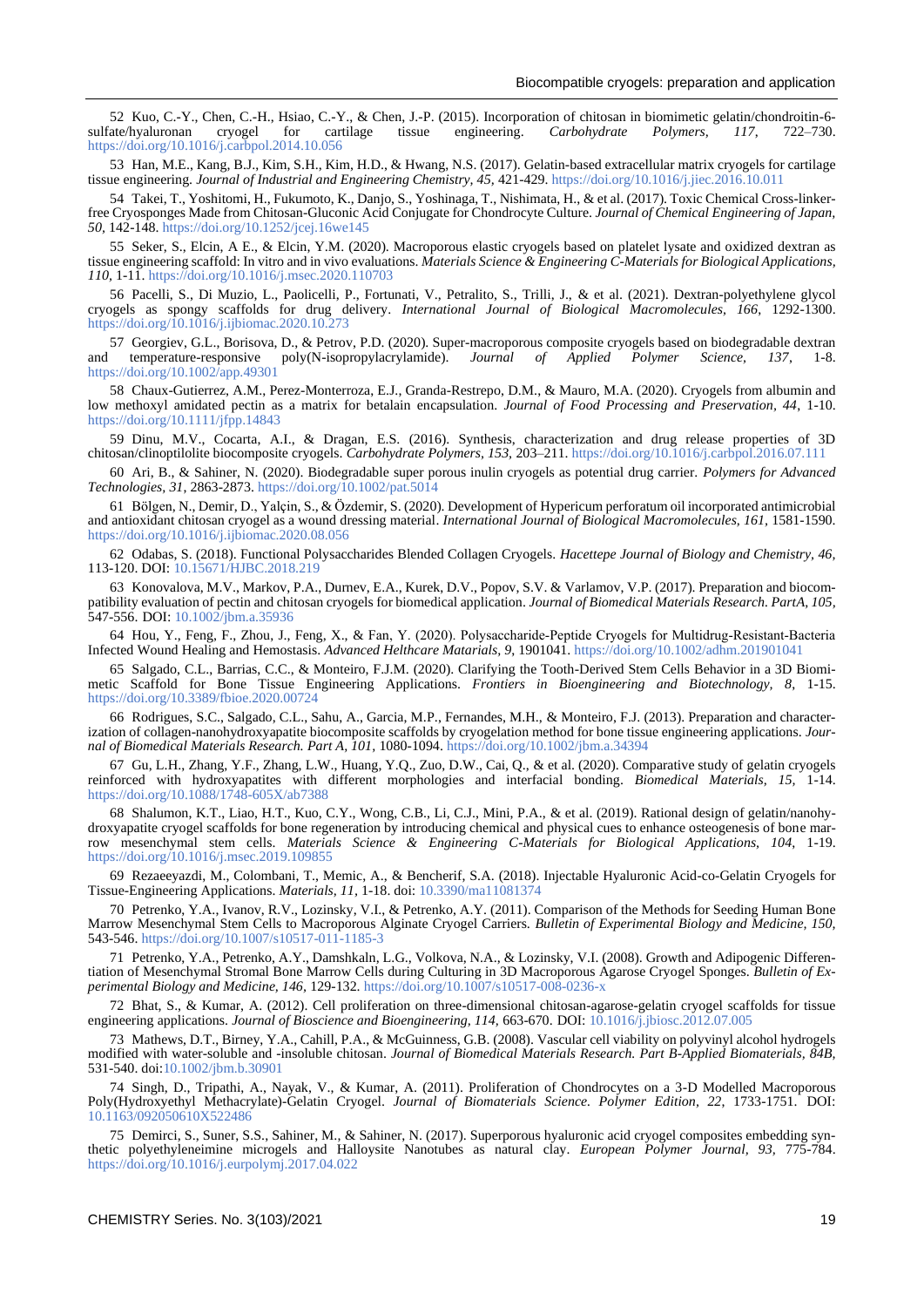52 Kuo, C.-Y., Chen, C.-H., Hsiao, C.-Y., & Chen, J.-P. (2015). Incorporation of chitosan in biomimetic gelatin/chondroitin-6-sulfate/hyaluronan cryogel for cartilage tissue engineering. *Carbohydrate Polymers, 117*, 722–730. https://doi.org/10.1016/j.carbpol.2014.10.056

53 Han, M.E., Kang, B.J., Kim, S.H., Kim, H.D., & Hwang, N.S. (2017). Gelatin-based extracellular matrix cryogels for cartilage tissue engineering. *Journal of Industrial and Engineering Chemistry, 45*, 421-429. https://doi.org/10.1016/j.jiec.2016.10.011

54 Takei, T., Yoshitomi, H., Fukumoto, K., Danjo, S., Yoshinaga, T., Nishimata, H., & et al. (2017). Toxic Chemical Cross-linker-free Cryosponges Made from Chitosan-Gluconic Acid Conjugate for Chondrocyte Culture. *Journal of Chemical Engineering of Japan, 50*, 142-148. https://doi.org/10.1252/jcej.16we145

55 Seker, S., Elcin, A E., & Elcin, Y.M. (2020). Macroporous elastic cryogels based on platelet lysate and oxidized dextran as tissue engineering scaffold: In vitro and in vivo evaluations. *Materials Science & Engineering C-Materials for Biological Applications, 110*, 1-11. https://doi.org/10.1016/j.msec.2020.110703

56 Pacelli, S., Di Muzio, L., Paolicelli, P., Fortunati, V., Petralito, S., Trilli, J., & et al. (2021). Dextran-polyethylene glycol cryogels as spongy scaffolds for drug delivery. *International Journal of Biological Macromolecules, 166*, 1292-1300. https://doi.org/10.1016/j.ijbiomac.2020.10.273

57 Georgiev, G.L., Borisova, D., & Petrov, P.D. (2020). Super-macroporous composite cryogels based on biodegradable dextran and temperature-responsive poly(N-isopropylacrylamide). *Journal of Applied Polymer Science, 137*, 1-8. https://doi.org/10.1002/app.49301

58 Chaux-Gutierrez, A.M., Perez-Monterroza, E.J., Granda-Restrepo, D.M., & Mauro, M.A. (2020). Cryogels from albumin and low methoxyl amidated pectin as a matrix for betalain encapsulation. *Journal of Food Processing and Preservation, 44*, 1-10. https://doi.org/10.1111/jfpp.14843

59 Dinu, M.V., Cocarta, A.I., & Dragan, E.S. (2016). Synthesis, characterization and drug release properties of 3D chitosan/clinoptilolite biocomposite cryogels. *Carbohydrate Polymers, 153*, 203–211. https://doi.org/10.1016/j.carbpol.2016.07.111

60 Ari, B., & Sahiner, N. (2020). Biodegradable super porous inulin cryogels as potential drug carrier. *Polymers for Advanced Technologies, 31*, 2863-2873. https://doi.org/10.1002/pat.5014

61 Bölgen, N., Demir, D., Yalçin, S., & Özdemir, S. (2020). Development of Hypericum perforatum oil incorporated antimicrobial and antioxidant chitosan cryogel as a wound dressing material. *International Journal of Biological Macromolecules, 161*, 1581-1590. https://doi.org/10.1016/j.ijbiomac.2020.08.056

62 Odabas, S. (2018). Functional Polysaccharides Blended Collagen Cryogels. *Hacettepe Journal of Biology and Chemistry, 46*, 113-120. DOI: 10.15671/HJBC.2018.219

63 Konovalova, M.V., Markov, P.A., Durnev, E.A., Kurek, D.V., Popov, S.V. & Varlamov, V.P. (2017). Preparation and biocompatibility evaluation of pectin and chitosan cryogels for biomedical application. *Journal of Biomedical Materials Research. PartA, 105*, 547-556. DOI: 10.1002/jbm.a.35936

64 Hou, Y., Feng, F., Zhou, J., Feng, X., & Fan, Y. (2020). Polysaccharide-Peptide Cryogels for Multidrug-Resistant-Bacteria Infected Wound Healing and Hemostasis. *Advanced Helthcare Matarials, 9*, 1901041. https://doi.org/10.1002/adhm.201901041

65 Salgado, C.L., Barrias, C.C., & Monteiro, F.J.M. (2020). Clarifying the Tooth-Derived Stem Cells Behavior in a 3D Biomimetic Scaffold for Bone Tissue Engineering Applications. *Frontiers in Bioengineering and Biotechnology, 8*, 1-15. https://doi.org/10.3389/fbioe.2020.00724

66 Rodrigues, S.C., Salgado, C.L., Sahu, A., Garcia, M.P., Fernandes, M.H., & Monteiro, F.J. (2013). Preparation and characterization of collagen-nanohydroxyapatite biocomposite scaffolds by cryogelation method for bone tissue engineering applications. *Journal of Biomedical Materials Research. Part A, 101*, 1080-1094. https://doi.org/10.1002/jbm.a.34394

67 Gu, L.H., Zhang, Y.F., Zhang, L.W., Huang, Y.Q., Zuo, D.W., Cai, Q., & et al. (2020). Comparative study of gelatin cryogels reinforced with hydroxyapatites with different morphologies and interfacial bonding. *Biomedical Materials, 15*, 1-14. https://doi.org/10.1088/1748-605X/ab7388

68 Shalumon, K.T., Liao, H.T., Kuo, C.Y., Wong, C.B., Li, C.J., Mini, P.A., & et al. (2019). Rational design of gelatin/nanohydroxyapatite cryogel scaffolds for bone regeneration by introducing chemical and physical cues to enhance osteogenesis of bone marrow mesenchymal stem cells. *Materials Science & Engineering C-Materials for Biological Applications, 104*, 1-19. https://doi.org/10.1016/j.msec.2019.109855

69 Rezaeeyazdi, M., Colombani, T., Memic, A., & Bencherif, S.A. (2018). Injectable Hyaluronic Acid-co-Gelatin Cryogels for Tissue-Engineering Applications. *Materials, 11*, 1-18. doi: 10.3390/ma11081374

70 Petrenko, Y.A., Ivanov, R.V., Lozinsky, V.I., & Petrenko, A.Y. (2011). Comparison of the Methods for Seeding Human Bone Marrow Mesenchymal Stem Cells to Macroporous Alginate Cryogel Carriers. *Bulletin of Experimental Biology and Medicine, 150*, 543-546. https://doi.org/10.1007/s10517-011-1185-3

71 Petrenko, Y.A., Petrenko, A.Y., Damshkaln, L.G., Volkova, N.A., & Lozinsky, V.I. (2008). Growth and Adipogenic Differentiation of Mesenchymal Stromal Bone Marrow Cells during Culturing in 3D Macroporous Agarose Cryogel Sponges. *Bulletin of Experimental Biology and Medicine, 146*, 129-132. https://doi.org/10.1007/s10517-008-0236-x

72 Bhat, S., & Kumar, A. (2012). Cell proliferation on three-dimensional chitosan-agarose-gelatin cryogel scaffolds for tissue engineering applications. *Journal of Bioscience and Bioengineering, 114*, 663-670. DOI: 10.1016/j.jbiosc.2012.07.005

73 Mathews, D.T., Birney, Y.A., Cahill, P.A., & McGuinness, G.B. (2008). Vascular cell viability on polyvinyl alcohol hydrogels modified with water-soluble and -insoluble chitosan. *Journal of Biomedical Materials Research. Part B-Applied Biomaterials, 84B*, 531-540. doi:10.1002/jbm.b.30901

74 Singh, D., Tripathi, A., Nayak, V., & Kumar, A. (2011). Proliferation of Chondrocytes on a 3-D Modelled Macroporous Poly(Hydroxyethyl Methacrylate)-Gelatin Cryogel. *Journal of Biomaterials Science. Polymer Edition, 22*, 1733-1751. DOI: 10.1163/092050610X522486

75 Demirci, S., Suner, S.S., Sahiner, M., & Sahiner, N. (2017). Superporous hyaluronic acid cryogel composites embedding synthetic polyethyleneimine microgels and Halloysite Nanotubes as natural clay. *European Polymer Journal, 93*, 775-784. https://doi.org/10.1016/j.eurpolymj.2017.04.022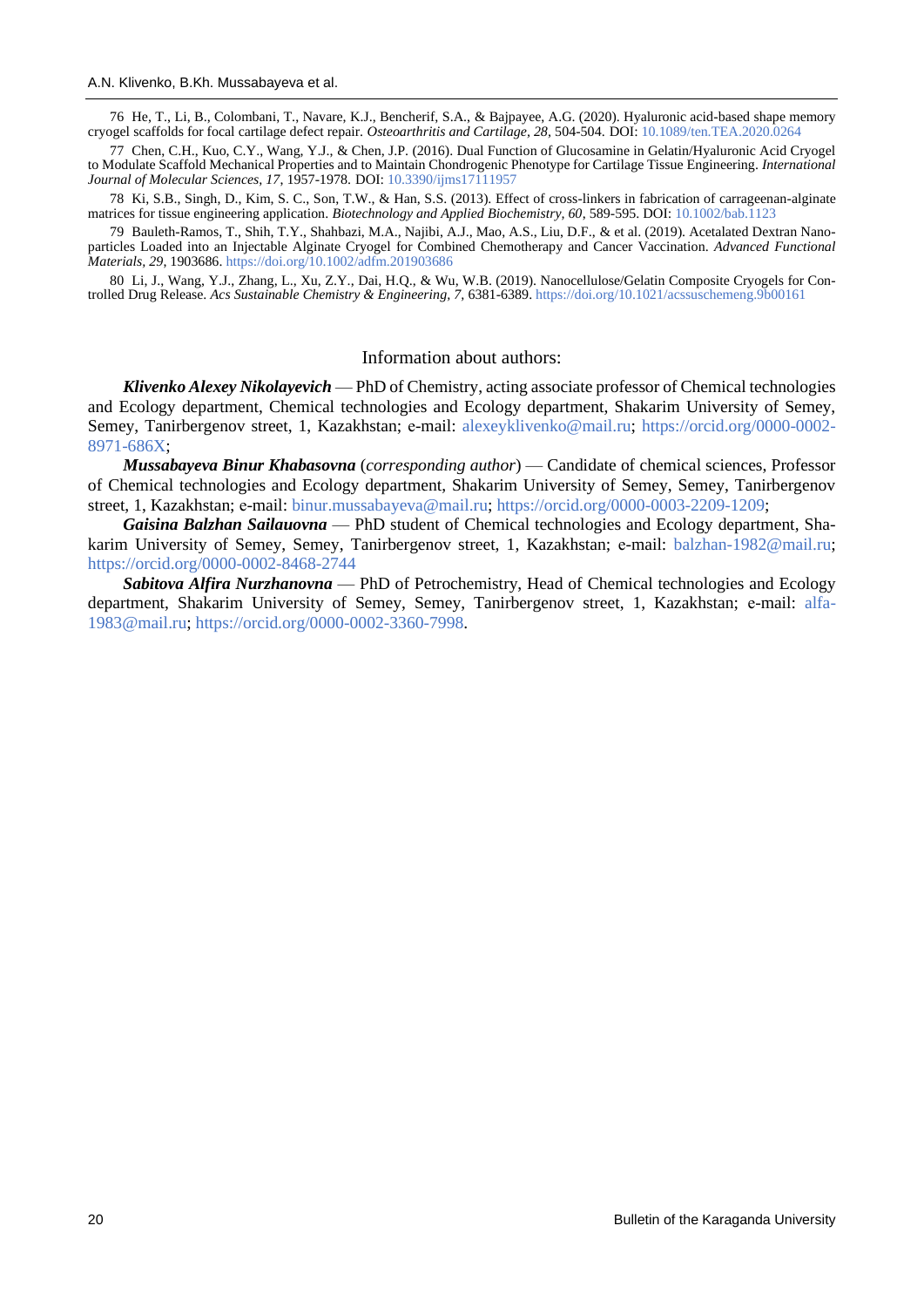76 He, T., Li, B., Colombani, T., Navare, K.J., Bencherif, S.A., & Bajpayee, A.G. (2020). Hyaluronic acid-based shape memory cryogel scaffolds for focal cartilage defect repair. *Osteoarthritis and Cartilage, 28*, 504-504. DOI: 10.1089/ten.TEA.2020.0264

77 Chen, C.H., Kuo, C.Y., Wang, Y.J., & Chen, J.P. (2016). Dual Function of Glucosamine in Gelatin/Hyaluronic Acid Cryogel to Modulate Scaffold Mechanical Properties and to Maintain Chondrogenic Phenotype for Cartilage Tissue Engineering. *International Journal of Molecular Sciences, 17*, 1957-1978. DOI: 10.3390/ijms17111957

78 Ki, S.B., Singh, D., Kim, S. C., Son, T.W., & Han, S.S. (2013). Effect of cross-linkers in fabrication of carrageenan-alginate matrices for tissue engineering application. *Biotechnology and Applied Biochemistry, 60*, 589-595. DOI: 10.1002/bab.1123

79 Bauleth-Ramos, T., Shih, T.Y., Shahbazi, M.A., Najibi, A.J., Mao, A.S., Liu, D.F., & et al. (2019). Acetalated Dextran Nanoparticles Loaded into an Injectable Alginate Cryogel for Combined Chemotherapy and Cancer Vaccination. *Advanced Functional Materials, 29*, 1903686. https://doi.org/10.1002/adfm.201903686

80 Li, J., Wang, Y.J., Zhang, L., Xu, Z.Y., Dai, H.Q., & Wu, W.B. (2019). Nanocellulose/Gelatin Composite Cryogels for Controlled Drug Release. *Acs Sustainable Chemistry & Engineering, 7*, 6381-6389. https://doi.org/10.1021/acssuschemeng.9b00161

## Information about authors:

***Klivenko Alexey Nikolayevich*** — PhD of Chemistry, acting associate professor of Chemical technologies and Ecology department, Chemical technologies and Ecology department, Shakarim University of Semey, Semey, Tanirbergenov street, 1, Kazakhstan; e-mail: alexeyklivenko@mail.ru; https://orcid.org/0000-0002-8971-686X;

***Mussabayeva Binur Khabasovna*** (*corresponding author*) — Candidate of chemical sciences, Professor of Chemical technologies and Ecology department, Shakarim University of Semey, Semey, Tanirbergenov street, 1, Kazakhstan; e-mail: binur.mussabayeva@mail.ru; https://orcid.org/0000-0003-2209-1209;

***Gaisina Balzhan Sailauovna*** — PhD student of Chemical technologies and Ecology department, Shakarim University of Semey, Semey, Tanirbergenov street, 1, Kazakhstan; e-mail: balzhan-1982@mail.ru; https://orcid.org/0000-0002-8468-2744

***Sabitova Alfira Nurzhanovna*** — PhD of Petrochemistry, Head of Chemical technologies and Ecology department, Shakarim University of Semey, Semey, Tanirbergenov street, 1, Kazakhstan; e-mail: alfa-1983@mail.ru; https://orcid.org/0000-0002-3360-7998.